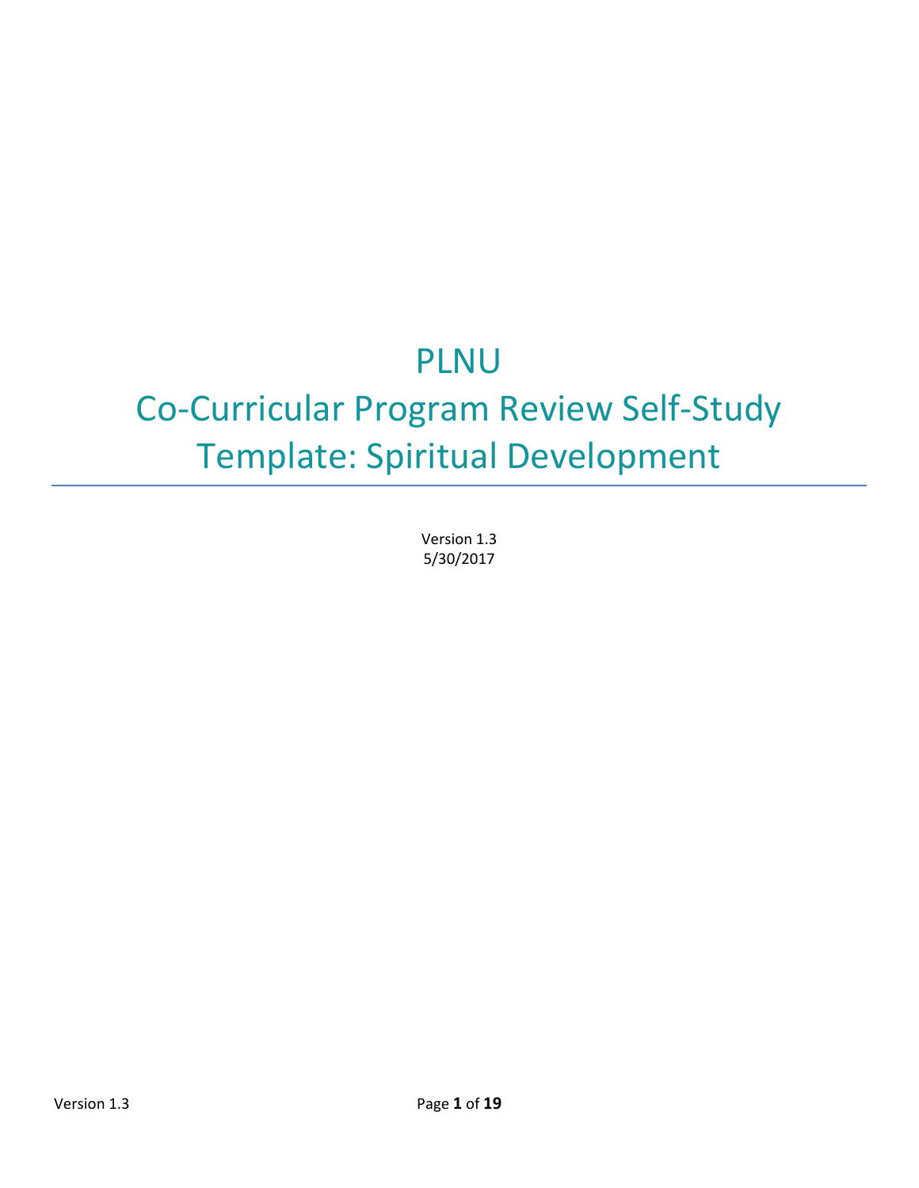# PLNU Co-Curricular Program Review Self-Study Template: Spiritual Development

Version 1.3
5/30/2017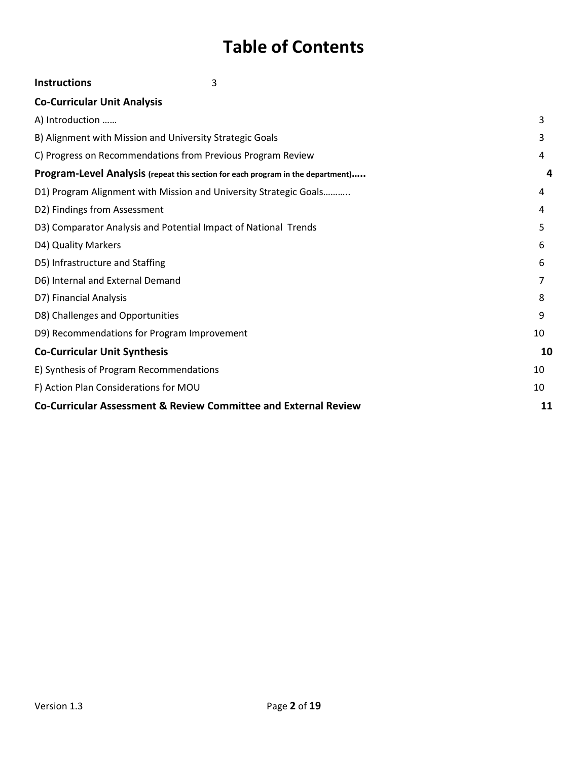# Table of Contents

| | |
|---|---|
| **Instructions** | 3 |
| **Co-Curricular Unit Analysis** | |
| A) Introduction …… | 3 |
| B) Alignment with Mission and University Strategic Goals | 3 |
| C) Progress on Recommendations from Previous Program Review | 4 |
| **Program-Level Analysis** **(repeat this section for each program in the department)…..** | **4** |
| D1) Program Alignment with Mission and University Strategic Goals……….. | 4 |
| D2) Findings from Assessment | 4 |
| D3) Comparator Analysis and Potential Impact of National Trends | 5 |
| D4) Quality Markers | 6 |
| D5) Infrastructure and Staffing | 6 |
| D6) Internal and External Demand | 7 |
| D7) Financial Analysis | 8 |
| D8) Challenges and Opportunities | 9 |
| D9) Recommendations for Program Improvement | 10 |
| **Co-Curricular Unit Synthesis** | **10** |
| E) Synthesis of Program Recommendations | 10 |
| F) Action Plan Considerations for MOU | 10 |
| **Co-Curricular Assessment & Review Committee and External Review** | **11** |

Version 1.3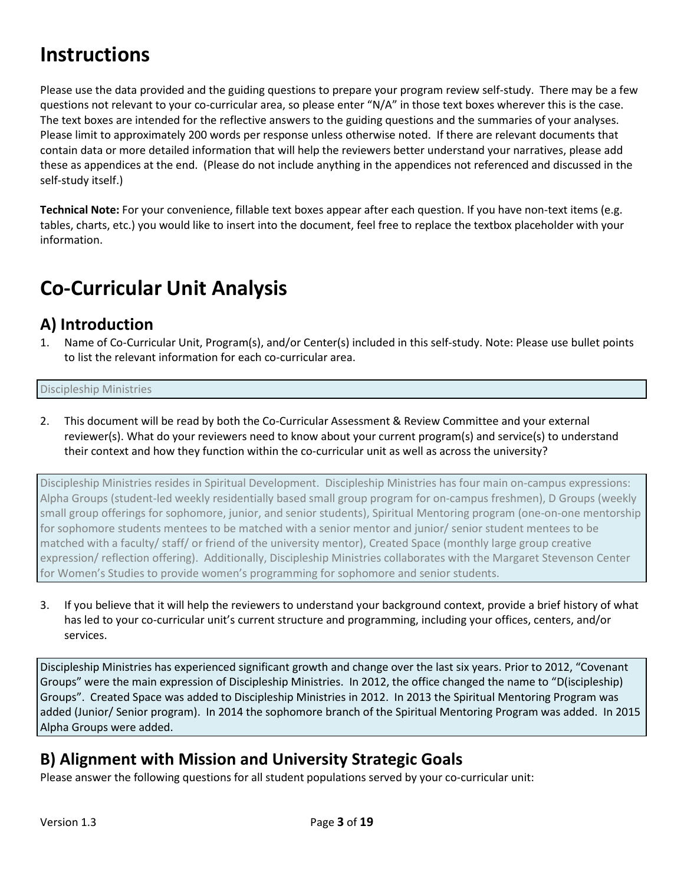# Instructions

Please use the data provided and the guiding questions to prepare your program review self-study. There may be a few questions not relevant to your co-curricular area, so please enter "N/A" in those text boxes wherever this is the case. The text boxes are intended for the reflective answers to the guiding questions and the summaries of your analyses. Please limit to approximately 200 words per response unless otherwise noted. If there are relevant documents that contain data or more detailed information that will help the reviewers better understand your narratives, please add these as appendices at the end. (Please do not include anything in the appendices not referenced and discussed in the self-study itself.)

**Technical Note:** For your convenience, fillable text boxes appear after each question. If you have non-text items (e.g. tables, charts, etc.) you would like to insert into the document, feel free to replace the textbox placeholder with your information.

# Co-Curricular Unit Analysis

## A) Introduction

1. Name of Co-Curricular Unit, Program(s), and/or Center(s) included in this self-study. Note: Please use bullet points to list the relevant information for each co-curricular area.

Discipleship Ministries

2. This document will be read by both the Co-Curricular Assessment & Review Committee and your external reviewer(s). What do your reviewers need to know about your current program(s) and service(s) to understand their context and how they function within the co-curricular unit as well as across the university?

Discipleship Ministries resides in Spiritual Development. Discipleship Ministries has four main on-campus expressions: Alpha Groups (student-led weekly residentially based small group program for on-campus freshmen), D Groups (weekly small group offerings for sophomore, junior, and senior students), Spiritual Mentoring program (one-on-one mentorship for sophomore students mentees to be matched with a senior mentor and junior/ senior student mentees to be matched with a faculty/ staff/ or friend of the university mentor), Created Space (monthly large group creative expression/ reflection offering). Additionally, Discipleship Ministries collaborates with the Margaret Stevenson Center for Women's Studies to provide women's programming for sophomore and senior students.

3. If you believe that it will help the reviewers to understand your background context, provide a brief history of what has led to your co-curricular unit's current structure and programming, including your offices, centers, and/or services.

Discipleship Ministries has experienced significant growth and change over the last six years. Prior to 2012, "Covenant Groups" were the main expression of Discipleship Ministries. In 2012, the office changed the name to "D(iscipleship) Groups". Created Space was added to Discipleship Ministries in 2012. In 2013 the Spiritual Mentoring Program was added (Junior/ Senior program). In 2014 the sophomore branch of the Spiritual Mentoring Program was added. In 2015 Alpha Groups were added.

## B) Alignment with Mission and University Strategic Goals

Please answer the following questions for all student populations served by your co-curricular unit: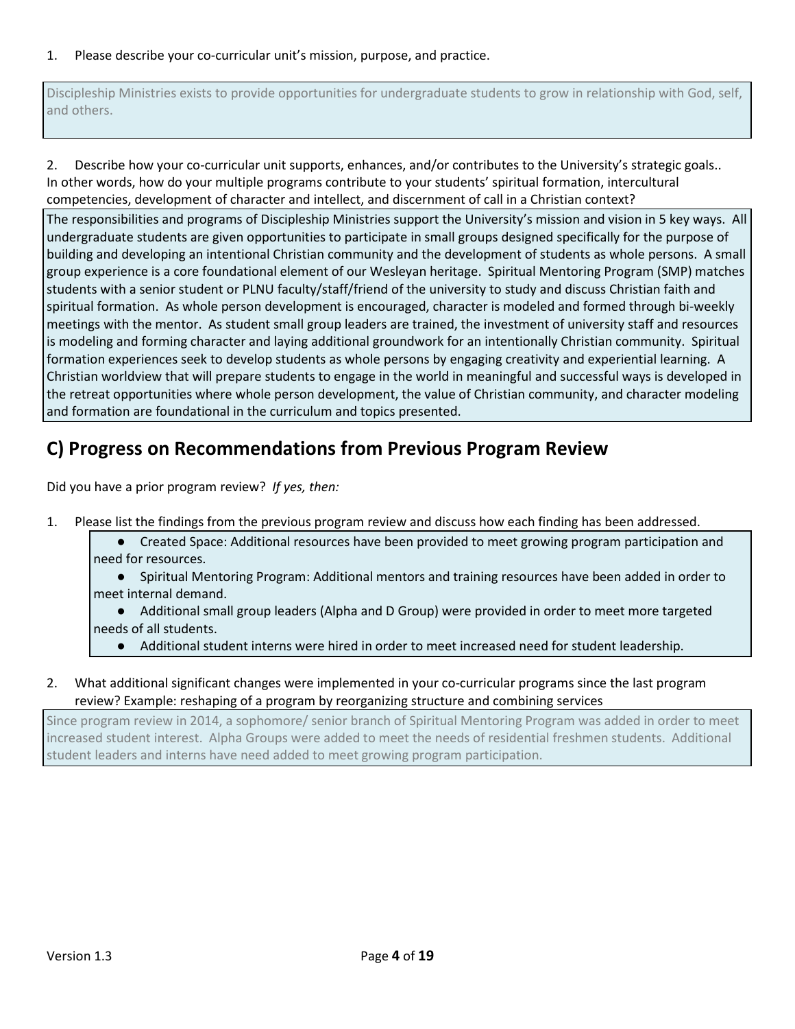1. Please describe your co-curricular unit's mission, purpose, and practice.

Discipleship Ministries exists to provide opportunities for undergraduate students to grow in relationship with God, self, and others.

2. Describe how your co-curricular unit supports, enhances, and/or contributes to the University's strategic goals.. In other words, how do your multiple programs contribute to your students' spiritual formation, intercultural competencies, development of character and intellect, and discernment of call in a Christian context?

The responsibilities and programs of Discipleship Ministries support the University's mission and vision in 5 key ways. All undergraduate students are given opportunities to participate in small groups designed specifically for the purpose of building and developing an intentional Christian community and the development of students as whole persons. A small group experience is a core foundational element of our Wesleyan heritage. Spiritual Mentoring Program (SMP) matches students with a senior student or PLNU faculty/staff/friend of the university to study and discuss Christian faith and spiritual formation. As whole person development is encouraged, character is modeled and formed through bi-weekly meetings with the mentor. As student small group leaders are trained, the investment of university staff and resources is modeling and forming character and laying additional groundwork for an intentionally Christian community. Spiritual formation experiences seek to develop students as whole persons by engaging creativity and experiential learning. A Christian worldview that will prepare students to engage in the world in meaningful and successful ways is developed in the retreat opportunities where whole person development, the value of Christian community, and character modeling and formation are foundational in the curriculum and topics presented.

## C) Progress on Recommendations from Previous Program Review

Did you have a prior program review? *If yes, then:*

1. Please list the findings from the previous program review and discuss how each finding has been addressed.

- Created Space: Additional resources have been provided to meet growing program participation and need for resources.
- Spiritual Mentoring Program: Additional mentors and training resources have been added in order to meet internal demand.
- Additional small group leaders (Alpha and D Group) were provided in order to meet more targeted needs of all students.
- Additional student interns were hired in order to meet increased need for student leadership.

2. What additional significant changes were implemented in your co-curricular programs since the last program review? Example: reshaping of a program by reorganizing structure and combining services

Since program review in 2014, a sophomore/ senior branch of Spiritual Mentoring Program was added in order to meet increased student interest. Alpha Groups were added to meet the needs of residential freshmen students. Additional student leaders and interns have need added to meet growing program participation.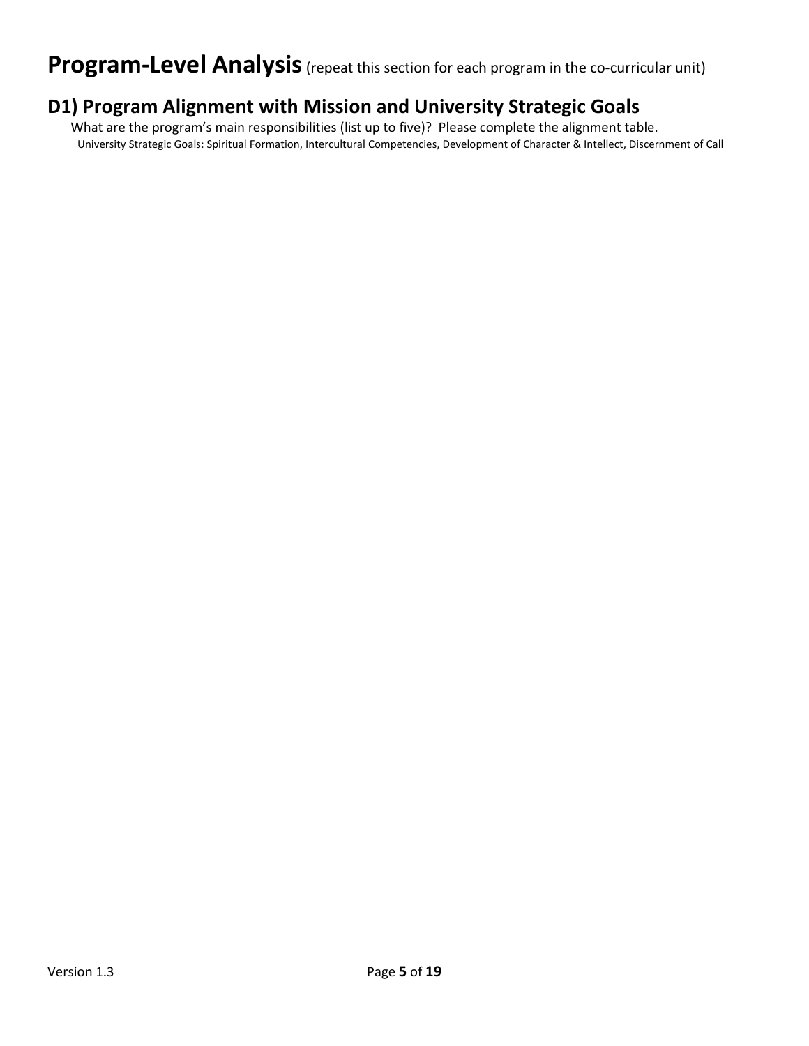# Program-Level Analysis (repeat this section for each program in the co-curricular unit)

## D1) Program Alignment with Mission and University Strategic Goals

What are the program's main responsibilities (list up to five)? Please complete the alignment table.

University Strategic Goals: Spiritual Formation, Intercultural Competencies, Development of Character & Intellect, Discernment of Call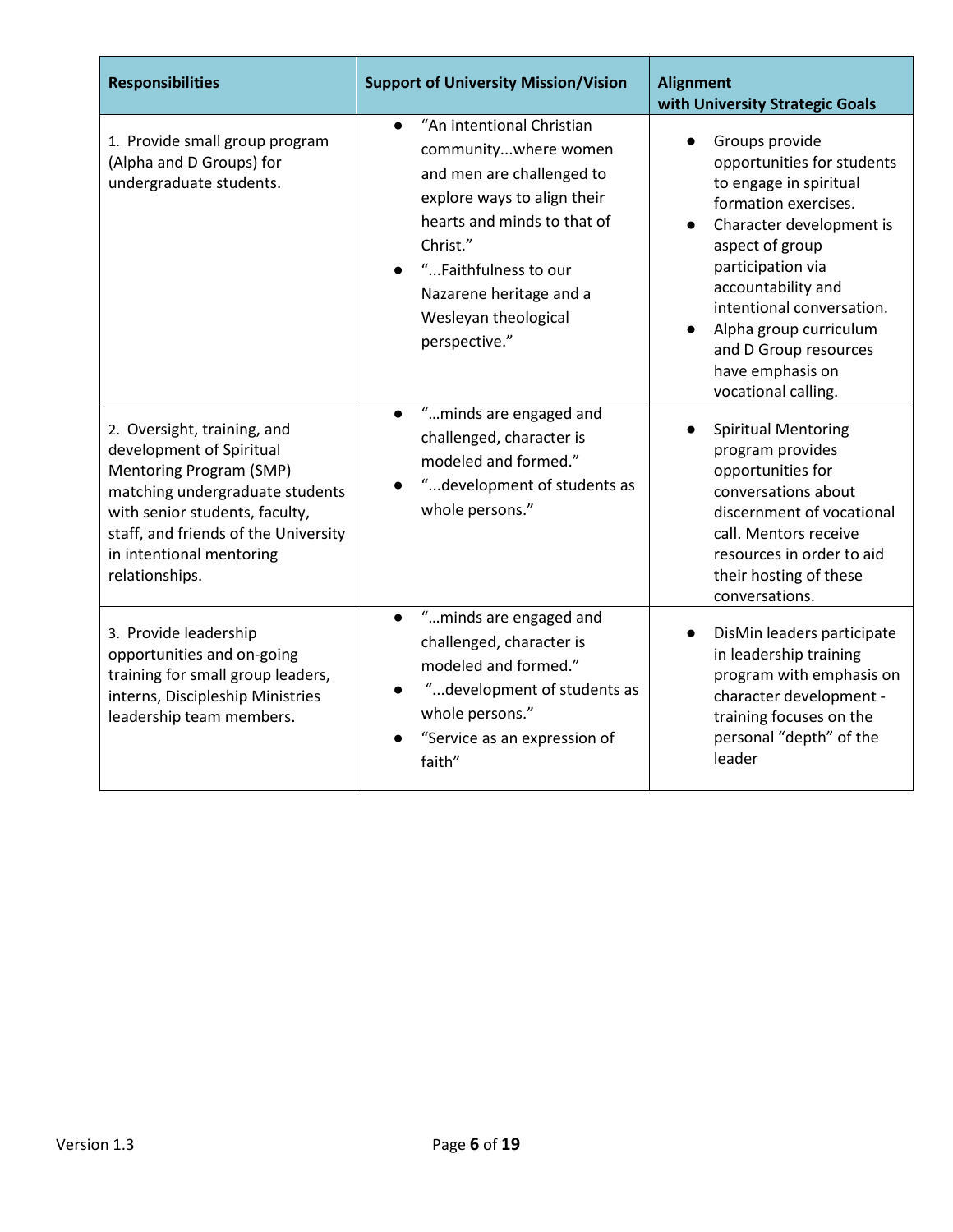| Responsibilities | Support of University Mission/Vision | Alignment with University Strategic Goals |
|---|---|---|
| 1. Provide small group program (Alpha and D Groups) for undergraduate students. | ● "An intentional Christian community...where women and men are challenged to explore ways to align their hearts and minds to that of Christ." <br> ● "...Faithfulness to our Nazarene heritage and a Wesleyan theological perspective." | ● Groups provide opportunities for students to engage in spiritual formation exercises. <br> ● Character development is aspect of group participation via accountability and intentional conversation. <br> ● Alpha group curriculum and D Group resources have emphasis on vocational calling. |
| 2. Oversight, training, and development of Spiritual Mentoring Program (SMP) matching undergraduate students with senior students, faculty, staff, and friends of the University in intentional mentoring relationships. | ● "…minds are engaged and challenged, character is modeled and formed." <br> ● "...development of students as whole persons." | ● Spiritual Mentoring program provides opportunities for conversations about discernment of vocational call. Mentors receive resources in order to aid their hosting of these conversations. |
| 3. Provide leadership opportunities and on-going training for small group leaders, interns, Discipleship Ministries leadership team members. | ● "…minds are engaged and challenged, character is modeled and formed." <br> ● "...development of students as whole persons." <br> ● "Service as an expression of faith" | ● DisMin leaders participate in leadership training program with emphasis on character development - training focuses on the personal "depth" of the leader |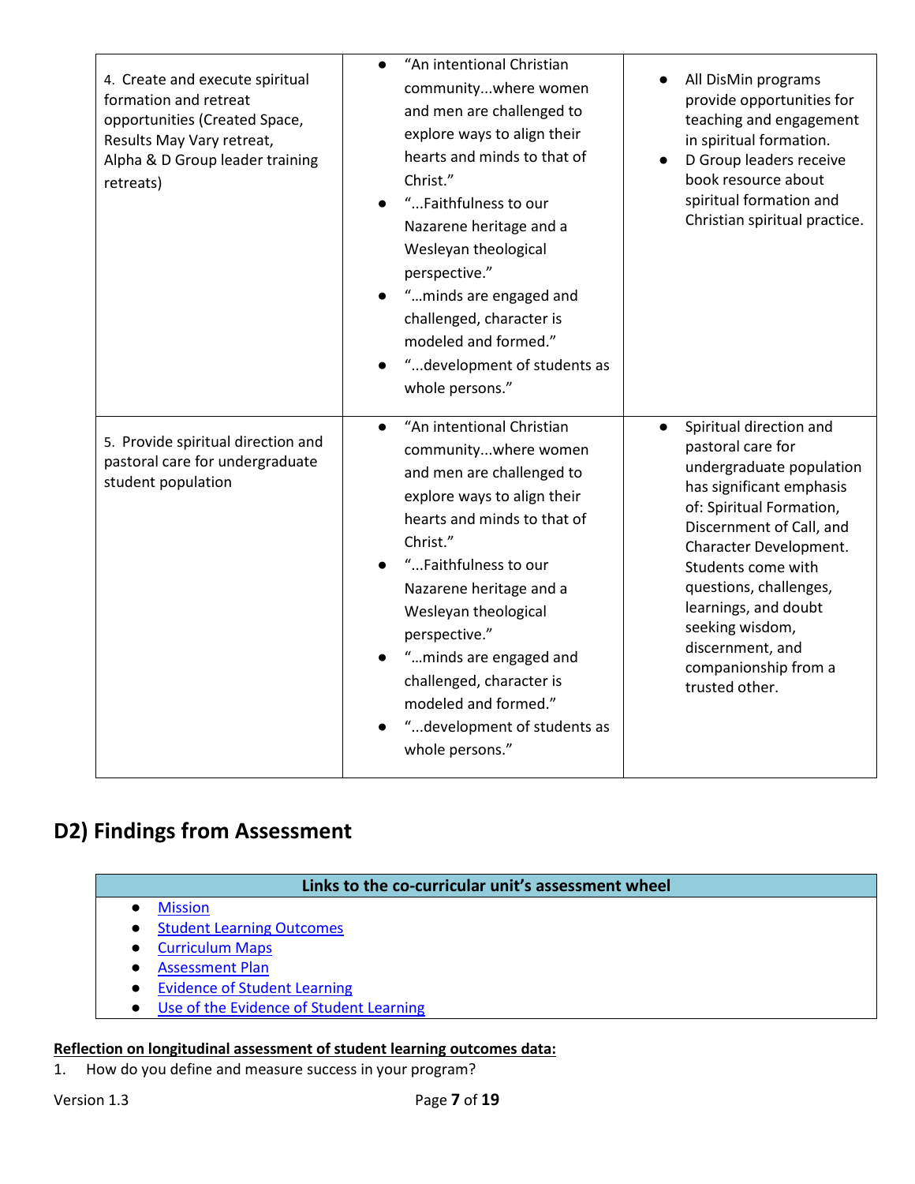| | | |
|---|---|---|
| 4. Create and execute spiritual formation and retreat opportunities (Created Space, Results May Vary retreat, Alpha & D Group leader training retreats) | ● "An intentional Christian community...where women and men are challenged to explore ways to align their hearts and minds to that of Christ." <br> ● "...Faithfulness to our Nazarene heritage and a Wesleyan theological perspective." <br> ● "…minds are engaged and challenged, character is modeled and formed." <br> ● "...development of students as whole persons." | ● All DisMin programs provide opportunities for teaching and engagement in spiritual formation. <br> ● D Group leaders receive book resource about spiritual formation and Christian spiritual practice. |
| 5. Provide spiritual direction and pastoral care for undergraduate student population | ● "An intentional Christian community...where women and men are challenged to explore ways to align their hearts and minds to that of Christ." <br> ● "...Faithfulness to our Nazarene heritage and a Wesleyan theological perspective." <br> ● "…minds are engaged and challenged, character is modeled and formed." <br> ● "...development of students as whole persons." | ● Spiritual direction and pastoral care for undergraduate population has significant emphasis of: Spiritual Formation, Discernment of Call, and Character Development. Students come with questions, challenges, learnings, and doubt seeking wisdom, discernment, and companionship from a trusted other. |

## D2) Findings from Assessment

| Links to the co-curricular unit's assessment wheel |
|---|
| ● Mission <br> ● Student Learning Outcomes <br> ● Curriculum Maps <br> ● Assessment Plan <br> ● Evidence of Student Learning <br> ● Use of the Evidence of Student Learning |

**Reflection on longitudinal assessment of student learning outcomes data:**

1. How do you define and measure success in your program?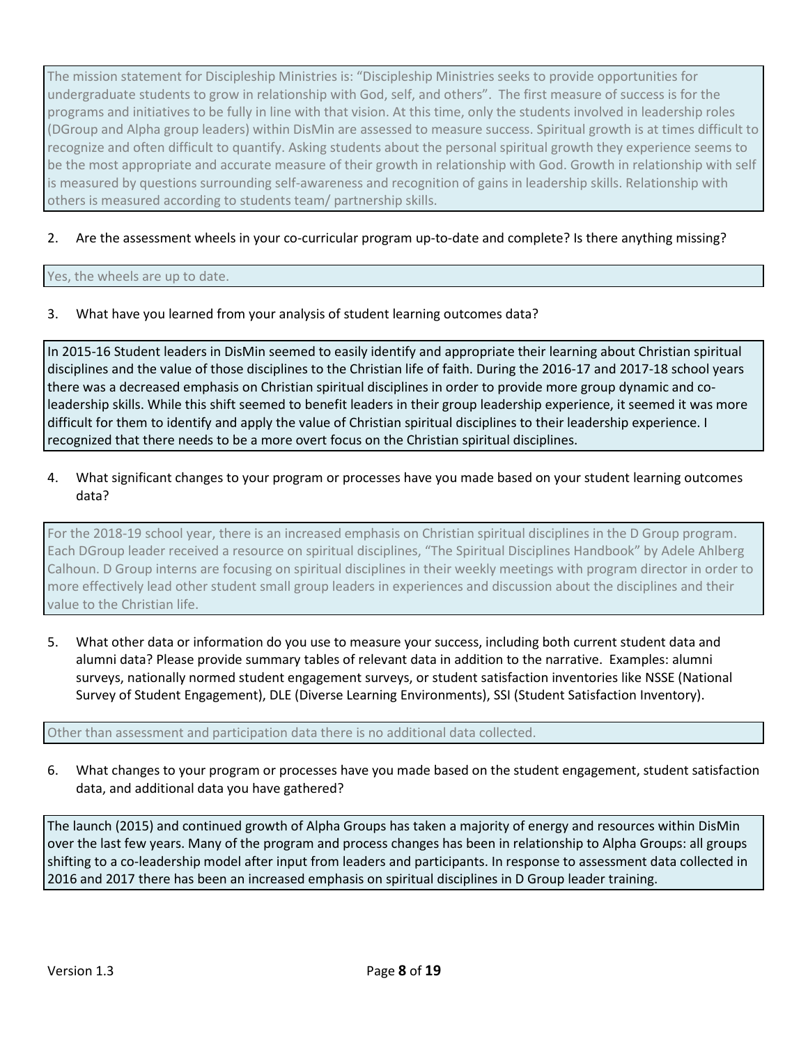The mission statement for Discipleship Ministries is: "Discipleship Ministries seeks to provide opportunities for undergraduate students to grow in relationship with God, self, and others". The first measure of success is for the programs and initiatives to be fully in line with that vision. At this time, only the students involved in leadership roles (DGroup and Alpha group leaders) within DisMin are assessed to measure success. Spiritual growth is at times difficult to recognize and often difficult to quantify. Asking students about the personal spiritual growth they experience seems to be the most appropriate and accurate measure of their growth in relationship with God. Growth in relationship with self is measured by questions surrounding self-awareness and recognition of gains in leadership skills. Relationship with others is measured according to students team/ partnership skills.

2. Are the assessment wheels in your co-curricular program up-to-date and complete? Is there anything missing?

Yes, the wheels are up to date.

3. What have you learned from your analysis of student learning outcomes data?

In 2015-16 Student leaders in DisMin seemed to easily identify and appropriate their learning about Christian spiritual disciplines and the value of those disciplines to the Christian life of faith. During the 2016-17 and 2017-18 school years there was a decreased emphasis on Christian spiritual disciplines in order to provide more group dynamic and co-leadership skills. While this shift seemed to benefit leaders in their group leadership experience, it seemed it was more difficult for them to identify and apply the value of Christian spiritual disciplines to their leadership experience. I recognized that there needs to be a more overt focus on the Christian spiritual disciplines.

4. What significant changes to your program or processes have you made based on your student learning outcomes data?

For the 2018-19 school year, there is an increased emphasis on Christian spiritual disciplines in the D Group program. Each DGroup leader received a resource on spiritual disciplines, "The Spiritual Disciplines Handbook" by Adele Ahlberg Calhoun. D Group interns are focusing on spiritual disciplines in their weekly meetings with program director in order to more effectively lead other student small group leaders in experiences and discussion about the disciplines and their value to the Christian life.

5. What other data or information do you use to measure your success, including both current student data and alumni data? Please provide summary tables of relevant data in addition to the narrative. Examples: alumni surveys, nationally normed student engagement surveys, or student satisfaction inventories like NSSE (National Survey of Student Engagement), DLE (Diverse Learning Environments), SSI (Student Satisfaction Inventory).

Other than assessment and participation data there is no additional data collected.

6. What changes to your program or processes have you made based on the student engagement, student satisfaction data, and additional data you have gathered?

The launch (2015) and continued growth of Alpha Groups has taken a majority of energy and resources within DisMin over the last few years. Many of the program and process changes has been in relationship to Alpha Groups: all groups shifting to a co-leadership model after input from leaders and participants. In response to assessment data collected in 2016 and 2017 there has been an increased emphasis on spiritual disciplines in D Group leader training.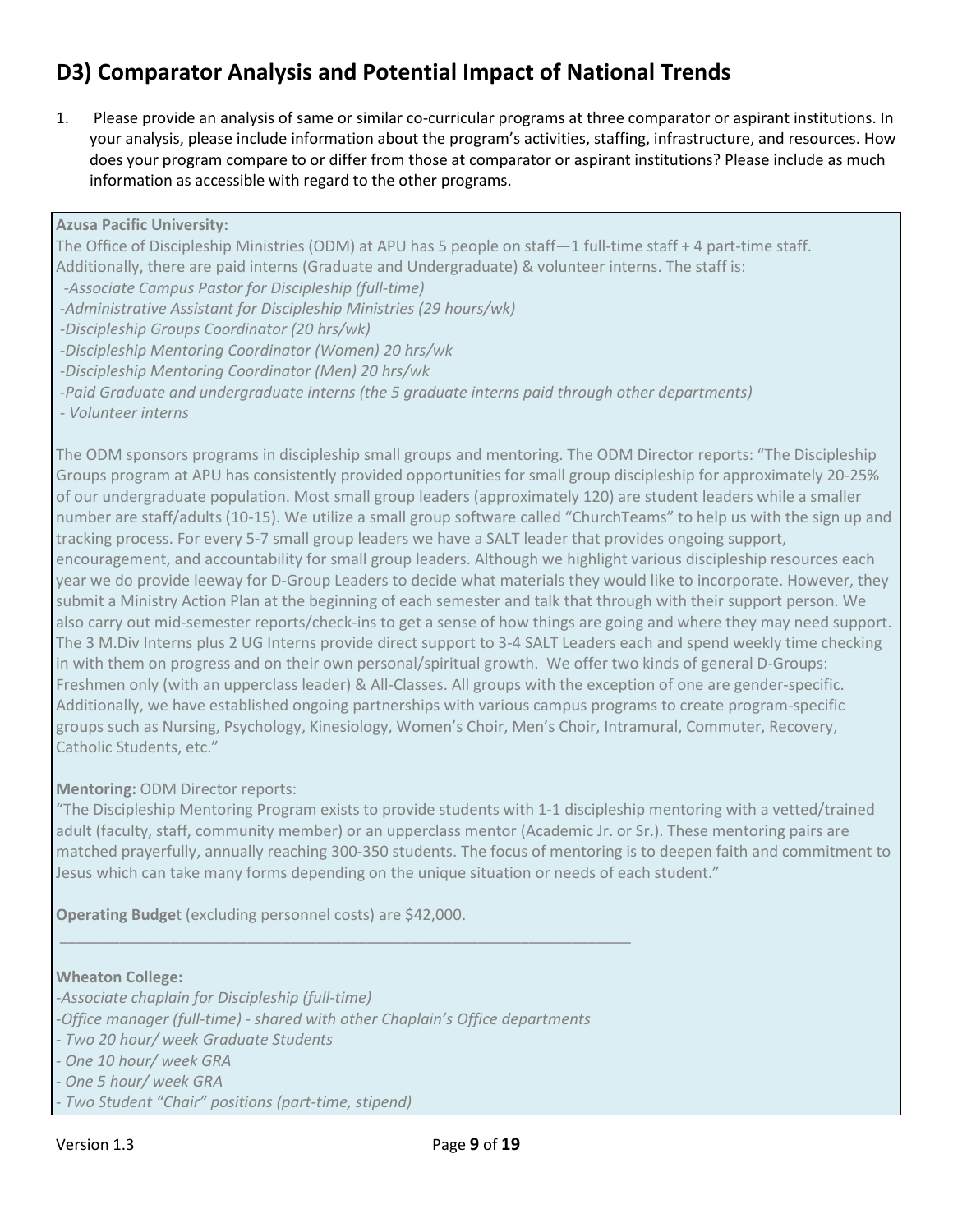## D3) Comparator Analysis and Potential Impact of National Trends

1. Please provide an analysis of same or similar co-curricular programs at three comparator or aspirant institutions. In your analysis, please include information about the program's activities, staffing, infrastructure, and resources. How does your program compare to or differ from those at comparator or aspirant institutions? Please include as much information as accessible with regard to the other programs.

**Azusa Pacific University:**

The Office of Discipleship Ministries (ODM) at APU has 5 people on staff—1 full-time staff + 4 part-time staff. Additionally, there are paid interns (Graduate and Undergraduate) & volunteer interns. The staff is:

*-Associate Campus Pastor for Discipleship (full-time)*
*-Administrative Assistant for Discipleship Ministries (29 hours/wk)*
*-Discipleship Groups Coordinator (20 hrs/wk)*
*-Discipleship Mentoring Coordinator (Women) 20 hrs/wk*
*-Discipleship Mentoring Coordinator (Men) 20 hrs/wk*
*-Paid Graduate and undergraduate interns (the 5 graduate interns paid through other departments)*
*- Volunteer interns*

The ODM sponsors programs in discipleship small groups and mentoring. The ODM Director reports: "The Discipleship Groups program at APU has consistently provided opportunities for small group discipleship for approximately 20-25% of our undergraduate population. Most small group leaders (approximately 120) are student leaders while a smaller number are staff/adults (10-15). We utilize a small group software called "ChurchTeams" to help us with the sign up and tracking process. For every 5-7 small group leaders we have a SALT leader that provides ongoing support, encouragement, and accountability for small group leaders. Although we highlight various discipleship resources each year we do provide leeway for D-Group Leaders to decide what materials they would like to incorporate. However, they submit a Ministry Action Plan at the beginning of each semester and talk that through with their support person. We also carry out mid-semester reports/check-ins to get a sense of how things are going and where they may need support. The 3 M.Div Interns plus 2 UG Interns provide direct support to 3-4 SALT Leaders each and spend weekly time checking in with them on progress and on their own personal/spiritual growth. We offer two kinds of general D-Groups: Freshmen only (with an upperclass leader) & All-Classes. All groups with the exception of one are gender-specific. Additionally, we have established ongoing partnerships with various campus programs to create program-specific groups such as Nursing, Psychology, Kinesiology, Women's Choir, Men's Choir, Intramural, Commuter, Recovery, Catholic Students, etc."

**Mentoring:** ODM Director reports:

"The Discipleship Mentoring Program exists to provide students with 1-1 discipleship mentoring with a vetted/trained adult (faculty, staff, community member) or an upperclass mentor (Academic Jr. or Sr.). These mentoring pairs are matched prayerfully, annually reaching 300-350 students. The focus of mentoring is to deepen faith and commitment to Jesus which can take many forms depending on the unique situation or needs of each student."

**Operating Budge**t (excluding personnel costs) are $42,000.

---

**Wheaton College:**

*-Associate chaplain for Discipleship (full-time)*
*-Office manager (full-time) - shared with other Chaplain's Office departments*
*- Two 20 hour/ week Graduate Students*
*- One 10 hour/ week GRA*
*- One 5 hour/ week GRA*
*- Two Student "Chair" positions (part-time, stipend)*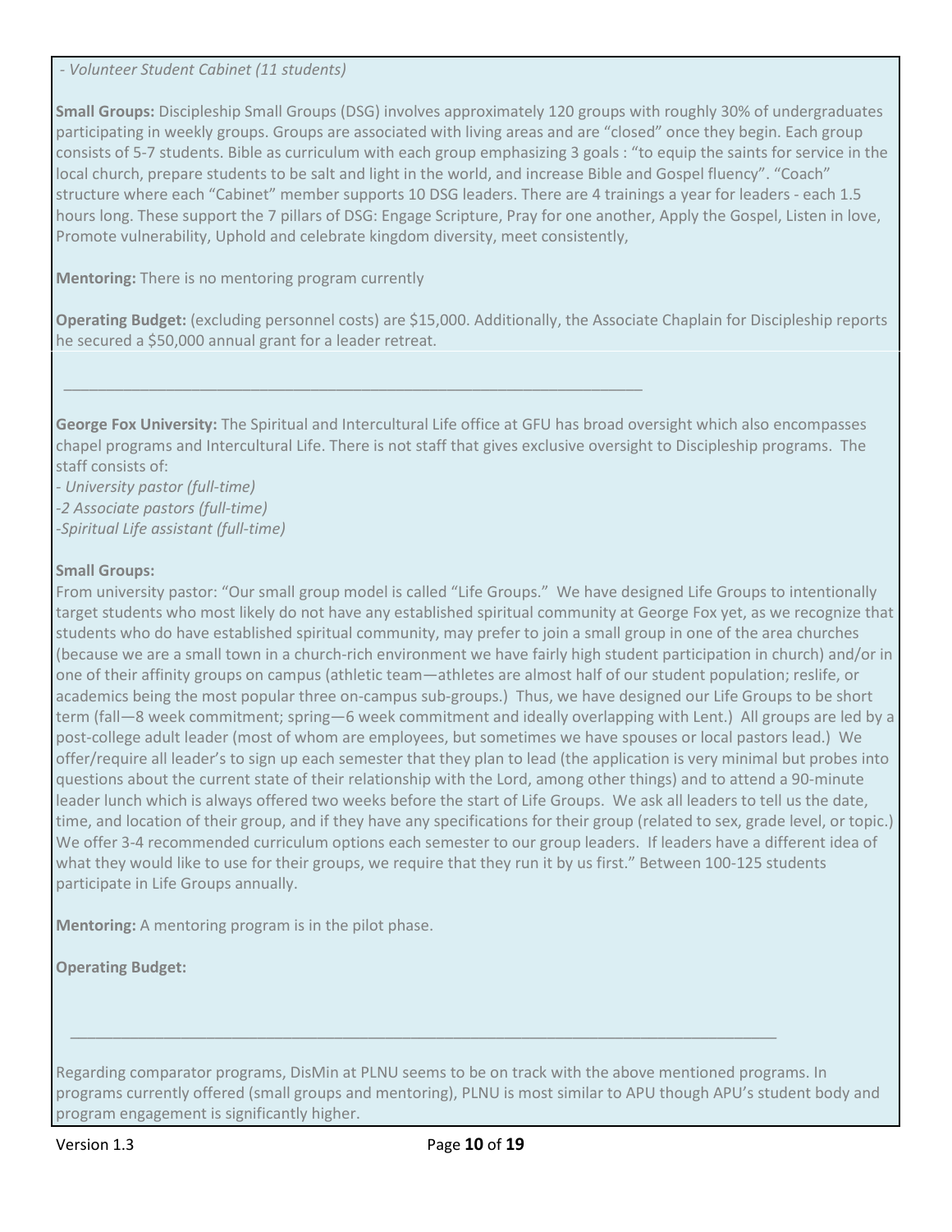*- Volunteer Student Cabinet (11 students)*

**Small Groups:** Discipleship Small Groups (DSG) involves approximately 120 groups with roughly 30% of undergraduates participating in weekly groups. Groups are associated with living areas and are "closed" once they begin. Each group consists of 5-7 students. Bible as curriculum with each group emphasizing 3 goals : "to equip the saints for service in the local church, prepare students to be salt and light in the world, and increase Bible and Gospel fluency". "Coach" structure where each "Cabinet" member supports 10 DSG leaders. There are 4 trainings a year for leaders - each 1.5 hours long. These support the 7 pillars of DSG: Engage Scripture, Pray for one another, Apply the Gospel, Listen in love, Promote vulnerability, Uphold and celebrate kingdom diversity, meet consistently,

**Mentoring:** There is no mentoring program currently

**Operating Budget:** (excluding personnel costs) are $15,000. Additionally, the Associate Chaplain for Discipleship reports he secured a $50,000 annual grant for a leader retreat.

---

**George Fox University:** The Spiritual and Intercultural Life office at GFU has broad oversight which also encompasses chapel programs and Intercultural Life. There is not staff that gives exclusive oversight to Discipleship programs. The staff consists of:

*- University pastor (full-time)*
*-2 Associate pastors (full-time)*
*-Spiritual Life assistant (full-time)*

**Small Groups:**
From university pastor: "Our small group model is called "Life Groups." We have designed Life Groups to intentionally target students who most likely do not have any established spiritual community at George Fox yet, as we recognize that students who do have established spiritual community, may prefer to join a small group in one of the area churches (because we are a small town in a church-rich environment we have fairly high student participation in church) and/or in one of their affinity groups on campus (athletic team—athletes are almost half of our student population; reslife, or academics being the most popular three on-campus sub-groups.) Thus, we have designed our Life Groups to be short term (fall—8 week commitment; spring—6 week commitment and ideally overlapping with Lent.) All groups are led by a post-college adult leader (most of whom are employees, but sometimes we have spouses or local pastors lead.) We offer/require all leader's to sign up each semester that they plan to lead (the application is very minimal but probes into questions about the current state of their relationship with the Lord, among other things) and to attend a 90-minute leader lunch which is always offered two weeks before the start of Life Groups. We ask all leaders to tell us the date, time, and location of their group, and if they have any specifications for their group (related to sex, grade level, or topic.) We offer 3-4 recommended curriculum options each semester to our group leaders. If leaders have a different idea of what they would like to use for their groups, we require that they run it by us first." Between 100-125 students participate in Life Groups annually.

**Mentoring:** A mentoring program is in the pilot phase.

**Operating Budget:**

---

Regarding comparator programs, DisMin at PLNU seems to be on track with the above mentioned programs. In programs currently offered (small groups and mentoring), PLNU is most similar to APU though APU's student body and program engagement is significantly higher.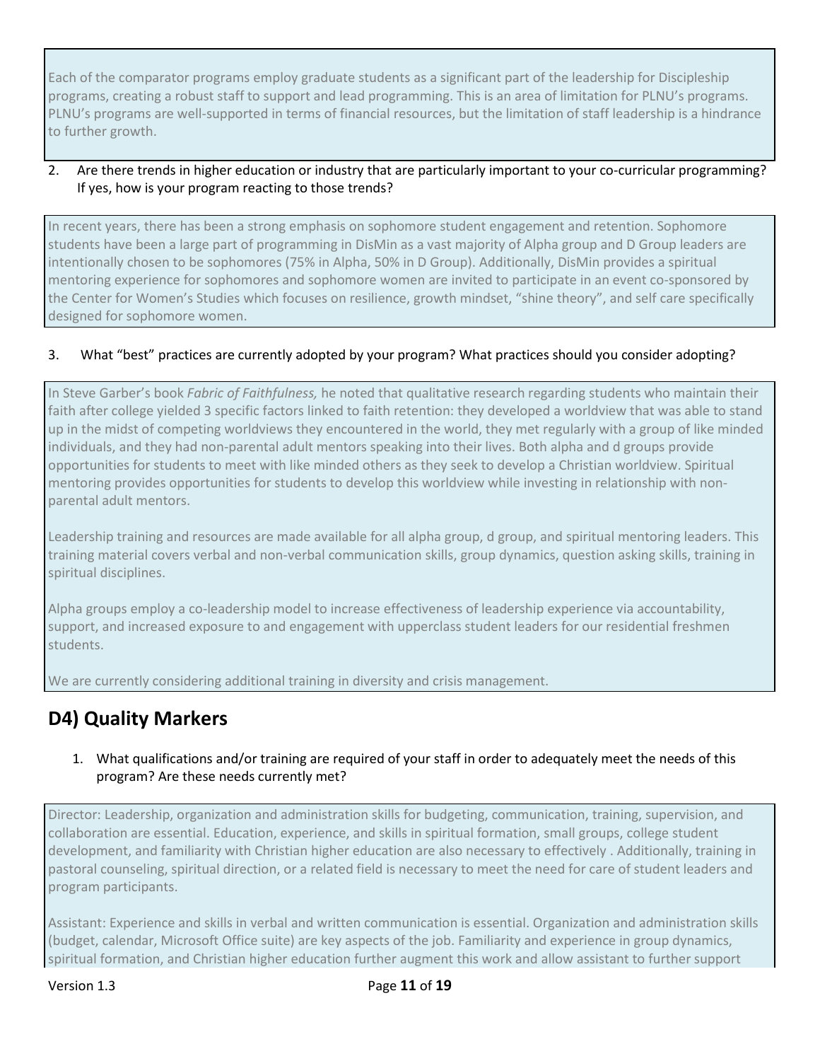Each of the comparator programs employ graduate students as a significant part of the leadership for Discipleship programs, creating a robust staff to support and lead programming. This is an area of limitation for PLNU's programs. PLNU's programs are well-supported in terms of financial resources, but the limitation of staff leadership is a hindrance to further growth.

2. Are there trends in higher education or industry that are particularly important to your co-curricular programming? If yes, how is your program reacting to those trends?

In recent years, there has been a strong emphasis on sophomore student engagement and retention. Sophomore students have been a large part of programming in DisMin as a vast majority of Alpha group and D Group leaders are intentionally chosen to be sophomores (75% in Alpha, 50% in D Group). Additionally, DisMin provides a spiritual mentoring experience for sophomores and sophomore women are invited to participate in an event co-sponsored by the Center for Women's Studies which focuses on resilience, growth mindset, "shine theory", and self care specifically designed for sophomore women.

3. What "best" practices are currently adopted by your program? What practices should you consider adopting?

In Steve Garber's book *Fabric of Faithfulness,* he noted that qualitative research regarding students who maintain their faith after college yielded 3 specific factors linked to faith retention: they developed a worldview that was able to stand up in the midst of competing worldviews they encountered in the world, they met regularly with a group of like minded individuals, and they had non-parental adult mentors speaking into their lives. Both alpha and d groups provide opportunities for students to meet with like minded others as they seek to develop a Christian worldview. Spiritual mentoring provides opportunities for students to develop this worldview while investing in relationship with non-parental adult mentors.

Leadership training and resources are made available for all alpha group, d group, and spiritual mentoring leaders. This training material covers verbal and non-verbal communication skills, group dynamics, question asking skills, training in spiritual disciplines.

Alpha groups employ a co-leadership model to increase effectiveness of leadership experience via accountability, support, and increased exposure to and engagement with upperclass student leaders for our residential freshmen students.

We are currently considering additional training in diversity and crisis management.

## D4) Quality Markers

1. What qualifications and/or training are required of your staff in order to adequately meet the needs of this program? Are these needs currently met?

Director: Leadership, organization and administration skills for budgeting, communication, training, supervision, and collaboration are essential. Education, experience, and skills in spiritual formation, small groups, college student development, and familiarity with Christian higher education are also necessary to effectively . Additionally, training in pastoral counseling, spiritual direction, or a related field is necessary to meet the need for care of student leaders and program participants.

Assistant: Experience and skills in verbal and written communication is essential. Organization and administration skills (budget, calendar, Microsoft Office suite) are key aspects of the job. Familiarity and experience in group dynamics, spiritual formation, and Christian higher education further augment this work and allow assistant to further support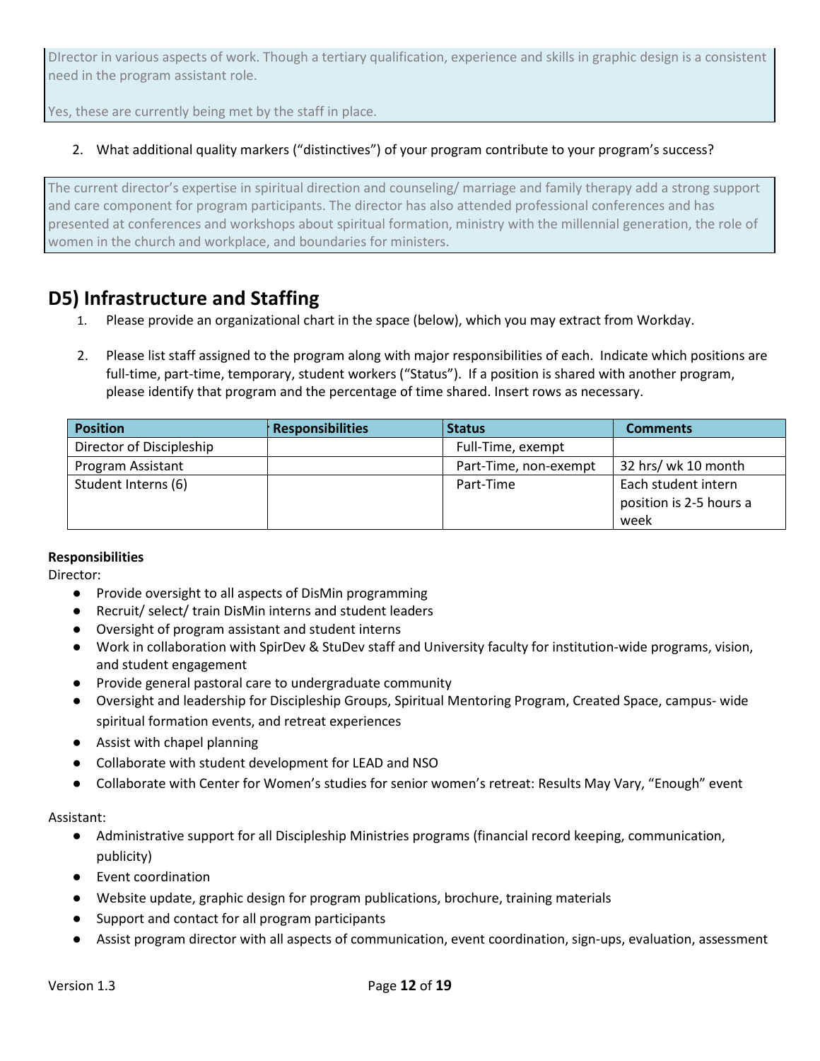DIrector in various aspects of work. Though a tertiary qualification, experience and skills in graphic design is a consistent need in the program assistant role.

Yes, these are currently being met by the staff in place.

2. What additional quality markers ("distinctives") of your program contribute to your program's success?

The current director's expertise in spiritual direction and counseling/ marriage and family therapy add a strong support and care component for program participants. The director has also attended professional conferences and has presented at conferences and workshops about spiritual formation, ministry with the millennial generation, the role of women in the church and workplace, and boundaries for ministers.

## D5) Infrastructure and Staffing

1. Please provide an organizational chart in the space (below), which you may extract from Workday.

2. Please list staff assigned to the program along with major responsibilities of each. Indicate which positions are full-time, part-time, temporary, student workers ("Status"). If a position is shared with another program, please identify that program and the percentage of time shared. Insert rows as necessary.

| Position | Responsibilities | Status | Comments |
|---|---|---|---|
| Director of Discipleship | | Full-Time, exempt | |
| Program Assistant | | Part-Time, non-exempt | 32 hrs/ wk 10 month |
| Student Interns (6) | | Part-Time | Each student intern position is 2-5 hours a week |

**Responsibilities**

Director:

- Provide oversight to all aspects of DisMin programming
- Recruit/ select/ train DisMin interns and student leaders
- Oversight of program assistant and student interns
- Work in collaboration with SpirDev & StuDev staff and University faculty for institution-wide programs, vision, and student engagement
- Provide general pastoral care to undergraduate community
- Oversight and leadership for Discipleship Groups, Spiritual Mentoring Program, Created Space, campus- wide spiritual formation events, and retreat experiences
- Assist with chapel planning
- Collaborate with student development for LEAD and NSO
- Collaborate with Center for Women's studies for senior women's retreat: Results May Vary, "Enough" event

Assistant:

- Administrative support for all Discipleship Ministries programs (financial record keeping, communication, publicity)
- Event coordination
- Website update, graphic design for program publications, brochure, training materials
- Support and contact for all program participants
- Assist program director with all aspects of communication, event coordination, sign-ups, evaluation, assessment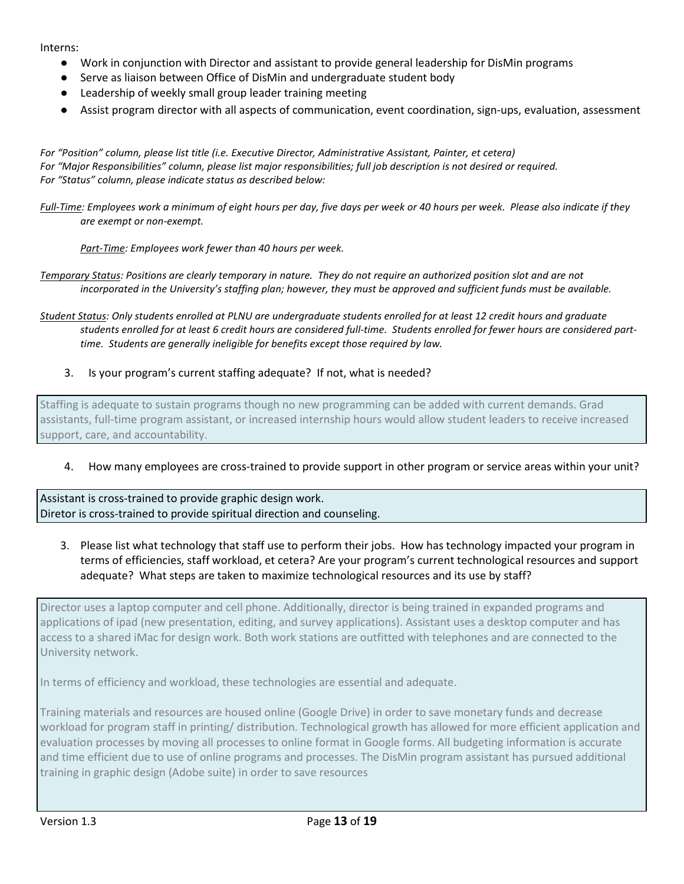Interns:

- Work in conjunction with Director and assistant to provide general leadership for DisMin programs
- Serve as liaison between Office of DisMin and undergraduate student body
- Leadership of weekly small group leader training meeting
- Assist program director with all aspects of communication, event coordination, sign-ups, evaluation, assessment

*For "Position" column, please list title (i.e. Executive Director, Administrative Assistant, Painter, et cetera)*
*For "Major Responsibilities" column, please list major responsibilities; full job description is not desired or required.*
*For "Status" column, please indicate status as described below:*

*<u>Full-Time</u>: Employees work a minimum of eight hours per day, five days per week or 40 hours per week. Please also indicate if they are exempt or non-exempt.*

*<u>Part-Time</u>: Employees work fewer than 40 hours per week.*

*<u>Temporary Status</u>: Positions are clearly temporary in nature. They do not require an authorized position slot and are not incorporated in the University's staffing plan; however, they must be approved and sufficient funds must be available.*

*<u>Student Status</u>: Only students enrolled at PLNU are undergraduate students enrolled for at least 12 credit hours and graduate students enrolled for at least 6 credit hours are considered full-time. Students enrolled for fewer hours are considered part-time. Students are generally ineligible for benefits except those required by law.*

3. Is your program's current staffing adequate? If not, what is needed?

Staffing is adequate to sustain programs though no new programming can be added with current demands. Grad assistants, full-time program assistant, or increased internship hours would allow student leaders to receive increased support, care, and accountability.

4. How many employees are cross-trained to provide support in other program or service areas within your unit?

Assistant is cross-trained to provide graphic design work.
Diretor is cross-trained to provide spiritual direction and counseling.

3. Please list what technology that staff use to perform their jobs. How has technology impacted your program in terms of efficiencies, staff workload, et cetera? Are your program's current technological resources and support adequate? What steps are taken to maximize technological resources and its use by staff?

Director uses a laptop computer and cell phone. Additionally, director is being trained in expanded programs and applications of ipad (new presentation, editing, and survey applications). Assistant uses a desktop computer and has access to a shared iMac for design work. Both work stations are outfitted with telephones and are connected to the University network.

In terms of efficiency and workload, these technologies are essential and adequate.

Training materials and resources are housed online (Google Drive) in order to save monetary funds and decrease workload for program staff in printing/ distribution. Technological growth has allowed for more efficient application and evaluation processes by moving all processes to online format in Google forms. All budgeting information is accurate and time efficient due to use of online programs and processes. The DisMin program assistant has pursued additional training in graphic design (Adobe suite) in order to save resources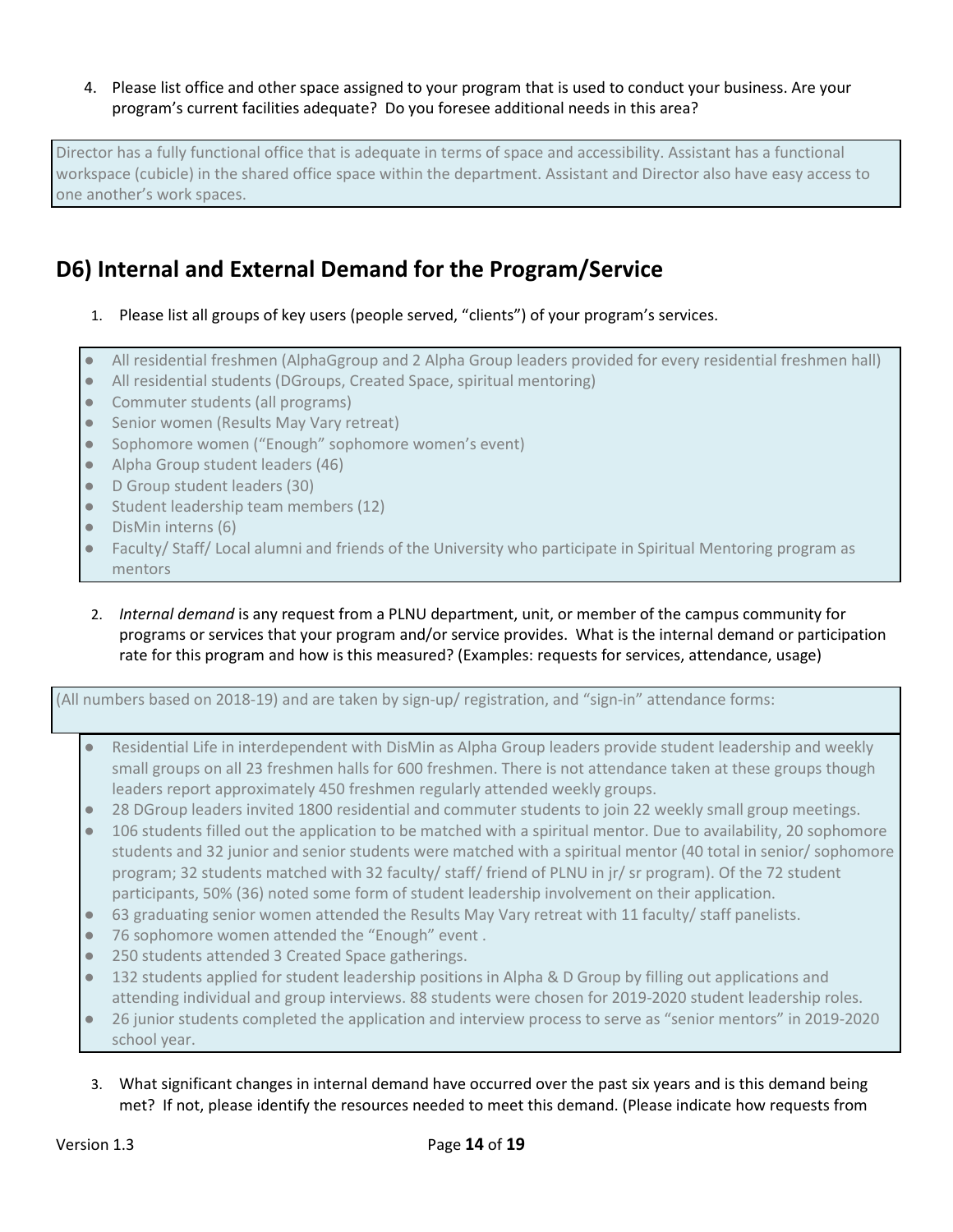4. Please list office and other space assigned to your program that is used to conduct your business. Are your program's current facilities adequate? Do you foresee additional needs in this area?

Director has a fully functional office that is adequate in terms of space and accessibility. Assistant has a functional workspace (cubicle) in the shared office space within the department. Assistant and Director also have easy access to one another's work spaces.

## D6) Internal and External Demand for the Program/Service

1. Please list all groups of key users (people served, "clients") of your program's services.

- All residential freshmen (AlphaGgroup and 2 Alpha Group leaders provided for every residential freshmen hall)
- All residential students (DGroups, Created Space, spiritual mentoring)
- Commuter students (all programs)
- Senior women (Results May Vary retreat)
- Sophomore women ("Enough" sophomore women's event)
- Alpha Group student leaders (46)
- D Group student leaders (30)
- Student leadership team members (12)
- DisMin interns (6)
- Faculty/ Staff/ Local alumni and friends of the University who participate in Spiritual Mentoring program as mentors

2. *Internal demand* is any request from a PLNU department, unit, or member of the campus community for programs or services that your program and/or service provides. What is the internal demand or participation rate for this program and how is this measured? (Examples: requests for services, attendance, usage)

(All numbers based on 2018-19) and are taken by sign-up/ registration, and "sign-in" attendance forms:

- Residential Life in interdependent with DisMin as Alpha Group leaders provide student leadership and weekly small groups on all 23 freshmen halls for 600 freshmen. There is not attendance taken at these groups though leaders report approximately 450 freshmen regularly attended weekly groups.
- 28 DGroup leaders invited 1800 residential and commuter students to join 22 weekly small group meetings.
- 106 students filled out the application to be matched with a spiritual mentor. Due to availability, 20 sophomore students and 32 junior and senior students were matched with a spiritual mentor (40 total in senior/ sophomore program; 32 students matched with 32 faculty/ staff/ friend of PLNU in jr/ sr program). Of the 72 student participants, 50% (36) noted some form of student leadership involvement on their application.
- 63 graduating senior women attended the Results May Vary retreat with 11 faculty/ staff panelists.
- 76 sophomore women attended the "Enough" event .
- 250 students attended 3 Created Space gatherings.
- 132 students applied for student leadership positions in Alpha & D Group by filling out applications and attending individual and group interviews. 88 students were chosen for 2019-2020 student leadership roles.
- 26 junior students completed the application and interview process to serve as "senior mentors" in 2019-2020 school year.

3. What significant changes in internal demand have occurred over the past six years and is this demand being met? If not, please identify the resources needed to meet this demand. (Please indicate how requests from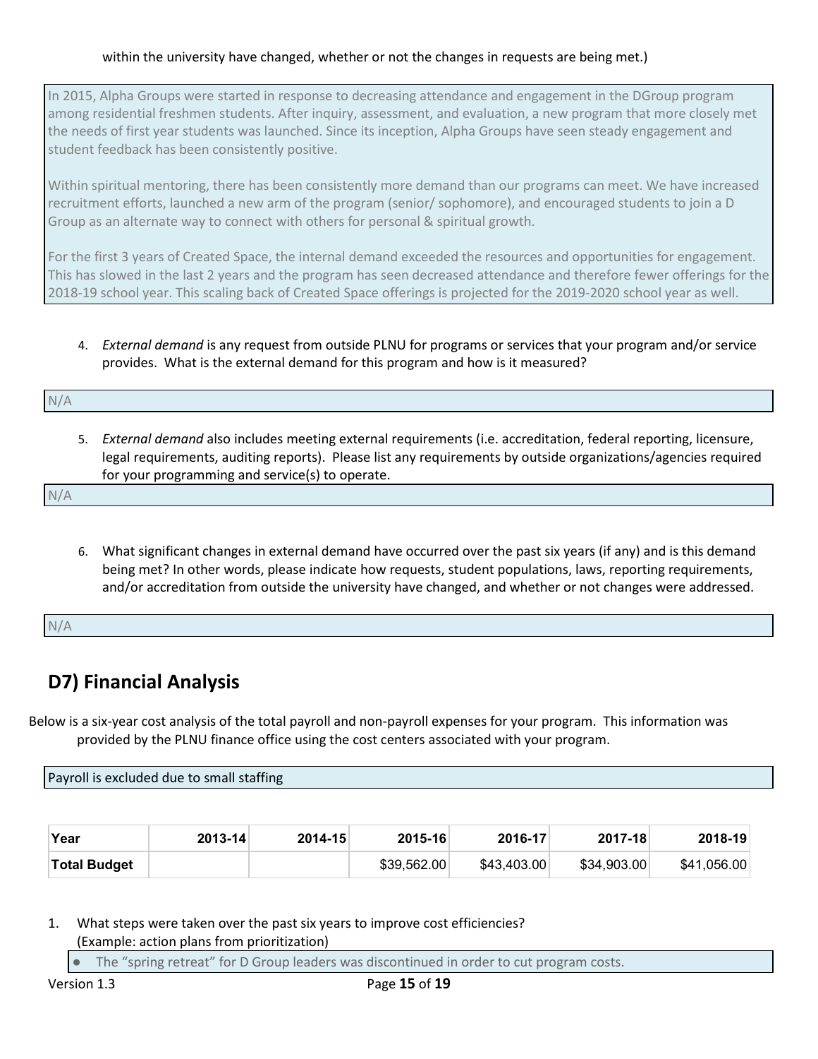within the university have changed, whether or not the changes in requests are being met.)

In 2015, Alpha Groups were started in response to decreasing attendance and engagement in the DGroup program among residential freshmen students. After inquiry, assessment, and evaluation, a new program that more closely met the needs of first year students was launched. Since its inception, Alpha Groups have seen steady engagement and student feedback has been consistently positive.

Within spiritual mentoring, there has been consistently more demand than our programs can meet. We have increased recruitment efforts, launched a new arm of the program (senior/ sophomore), and encouraged students to join a D Group as an alternate way to connect with others for personal & spiritual growth.

For the first 3 years of Created Space, the internal demand exceeded the resources and opportunities for engagement. This has slowed in the last 2 years and the program has seen decreased attendance and therefore fewer offerings for the 2018-19 school year. This scaling back of Created Space offerings is projected for the 2019-2020 school year as well.

4. *External demand* is any request from outside PLNU for programs or services that your program and/or service provides. What is the external demand for this program and how is it measured?

N/A

5. *External demand* also includes meeting external requirements (i.e. accreditation, federal reporting, licensure, legal requirements, auditing reports). Please list any requirements by outside organizations/agencies required for your programming and service(s) to operate.

N/A

6. What significant changes in external demand have occurred over the past six years (if any) and is this demand being met? In other words, please indicate how requests, student populations, laws, reporting requirements, and/or accreditation from outside the university have changed, and whether or not changes were addressed.

N/A

## D7) Financial Analysis

Below is a six-year cost analysis of the total payroll and non-payroll expenses for your program. This information was provided by the PLNU finance office using the cost centers associated with your program.

Payroll is excluded due to small staffing

| Year | 2013-14 | 2014-15 | 2015-16 | 2016-17 | 2017-18 | 2018-19 |
|---|---|---|---|---|---|---|
| **Total Budget** | | | $39,562.00 | $43,403.00 | $34,903.00 | $41,056.00 |

1. What steps were taken over the past six years to improve cost efficiencies? (Example: action plans from prioritization)

- The "spring retreat" for D Group leaders was discontinued in order to cut program costs.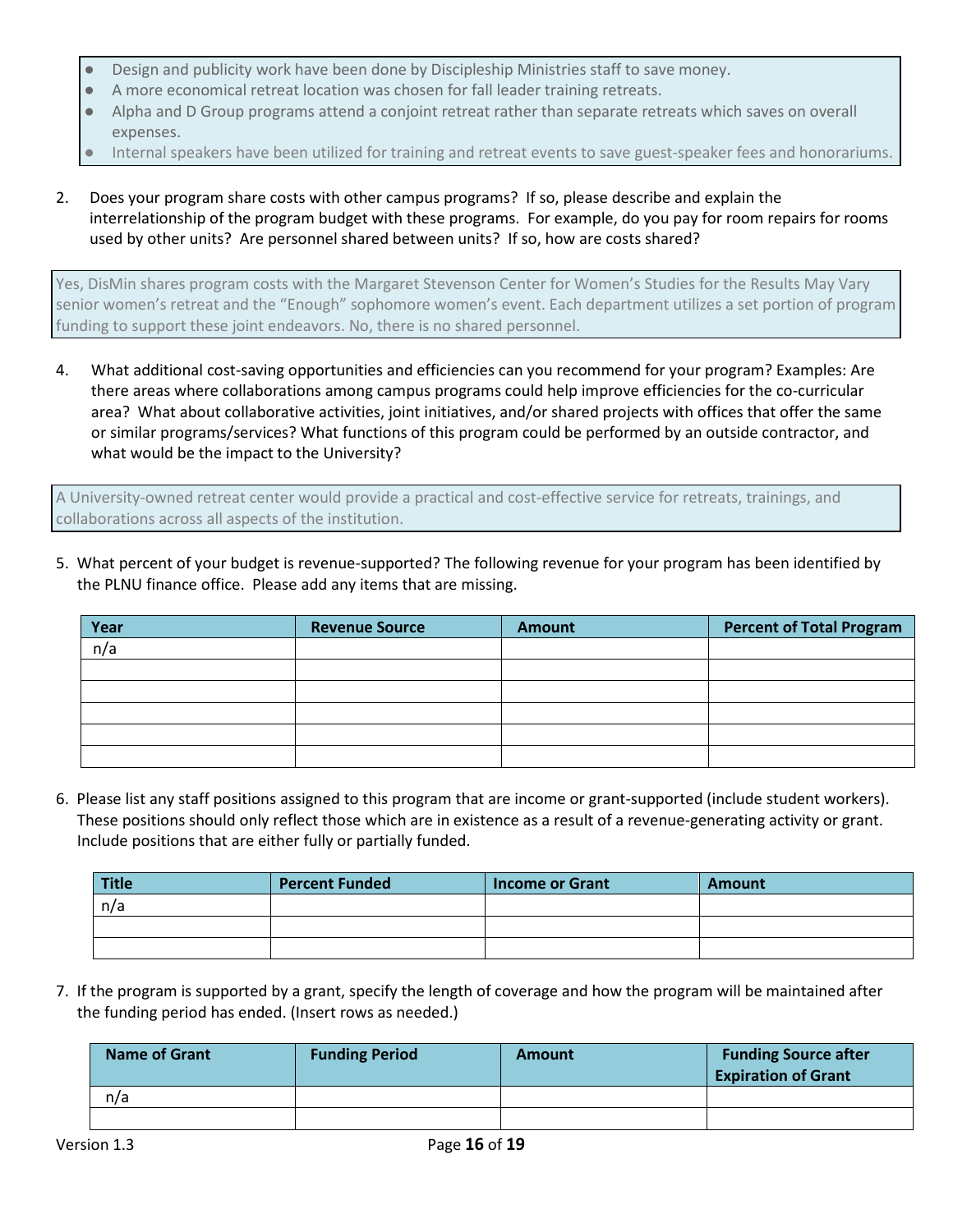- Design and publicity work have been done by Discipleship Ministries staff to save money.
- A more economical retreat location was chosen for fall leader training retreats.
- Alpha and D Group programs attend a conjoint retreat rather than separate retreats which saves on overall expenses.
- Internal speakers have been utilized for training and retreat events to save guest-speaker fees and honorariums.

2. Does your program share costs with other campus programs? If so, please describe and explain the interrelationship of the program budget with these programs. For example, do you pay for room repairs for rooms used by other units? Are personnel shared between units? If so, how are costs shared?

Yes, DisMin shares program costs with the Margaret Stevenson Center for Women's Studies for the Results May Vary senior women's retreat and the "Enough" sophomore women's event. Each department utilizes a set portion of program funding to support these joint endeavors. No, there is no shared personnel.

4. What additional cost-saving opportunities and efficiencies can you recommend for your program? Examples: Are there areas where collaborations among campus programs could help improve efficiencies for the co-curricular area? What about collaborative activities, joint initiatives, and/or shared projects with offices that offer the same or similar programs/services? What functions of this program could be performed by an outside contractor, and what would be the impact to the University?

A University-owned retreat center would provide a practical and cost-effective service for retreats, trainings, and collaborations across all aspects of the institution.

5. What percent of your budget is revenue-supported? The following revenue for your program has been identified by the PLNU finance office. Please add any items that are missing.

| Year | Revenue Source | Amount | Percent of Total Program |
|---|---|---|---|
| n/a | | | |
| | | | |
| | | | |
| | | | |
| | | | |
| | | | |

6. Please list any staff positions assigned to this program that are income or grant-supported (include student workers). These positions should only reflect those which are in existence as a result of a revenue-generating activity or grant. Include positions that are either fully or partially funded.

| Title | Percent Funded | Income or Grant | Amount |
|---|---|---|---|
| n/a | | | |
| | | | |
| | | | |

7. If the program is supported by a grant, specify the length of coverage and how the program will be maintained after the funding period has ended. (Insert rows as needed.)

| Name of Grant | Funding Period | Amount | Funding Source after Expiration of Grant |
|---|---|---|---|
| n/a | | | |
| | | | |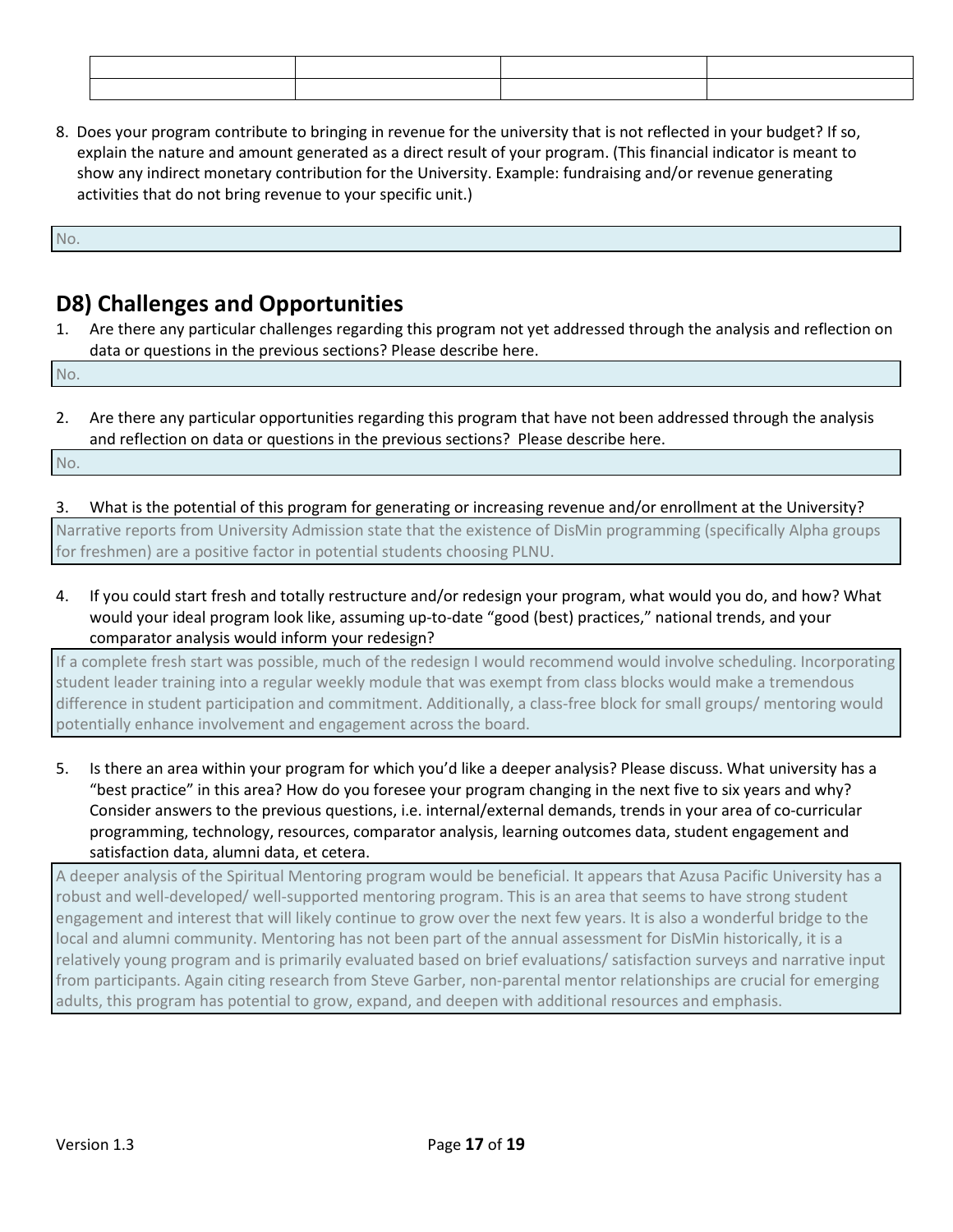|  |  |  |  |
|---|---|---|---|
|  |  |  |  |
|  |  |  |  |

8. Does your program contribute to bringing in revenue for the university that is not reflected in your budget? If so, explain the nature and amount generated as a direct result of your program. (This financial indicator is meant to show any indirect monetary contribution for the University. Example: fundraising and/or revenue generating activities that do not bring revenue to your specific unit.)

No.

## D8) Challenges and Opportunities

1. Are there any particular challenges regarding this program not yet addressed through the analysis and reflection on data or questions in the previous sections? Please describe here.

No.

2. Are there any particular opportunities regarding this program that have not been addressed through the analysis and reflection on data or questions in the previous sections? Please describe here.

No.

3. What is the potential of this program for generating or increasing revenue and/or enrollment at the University?

Narrative reports from University Admission state that the existence of DisMin programming (specifically Alpha groups for freshmen) are a positive factor in potential students choosing PLNU.

4. If you could start fresh and totally restructure and/or redesign your program, what would you do, and how? What would your ideal program look like, assuming up-to-date "good (best) practices," national trends, and your comparator analysis would inform your redesign?

If a complete fresh start was possible, much of the redesign I would recommend would involve scheduling. Incorporating student leader training into a regular weekly module that was exempt from class blocks would make a tremendous difference in student participation and commitment. Additionally, a class-free block for small groups/ mentoring would potentially enhance involvement and engagement across the board.

5. Is there an area within your program for which you'd like a deeper analysis? Please discuss. What university has a "best practice" in this area? How do you foresee your program changing in the next five to six years and why? Consider answers to the previous questions, i.e. internal/external demands, trends in your area of co-curricular programming, technology, resources, comparator analysis, learning outcomes data, student engagement and satisfaction data, alumni data, et cetera.

A deeper analysis of the Spiritual Mentoring program would be beneficial. It appears that Azusa Pacific University has a robust and well-developed/ well-supported mentoring program. This is an area that seems to have strong student engagement and interest that will likely continue to grow over the next few years. It is also a wonderful bridge to the local and alumni community. Mentoring has not been part of the annual assessment for DisMin historically, it is a relatively young program and is primarily evaluated based on brief evaluations/ satisfaction surveys and narrative input from participants. Again citing research from Steve Garber, non-parental mentor relationships are crucial for emerging adults, this program has potential to grow, expand, and deepen with additional resources and emphasis.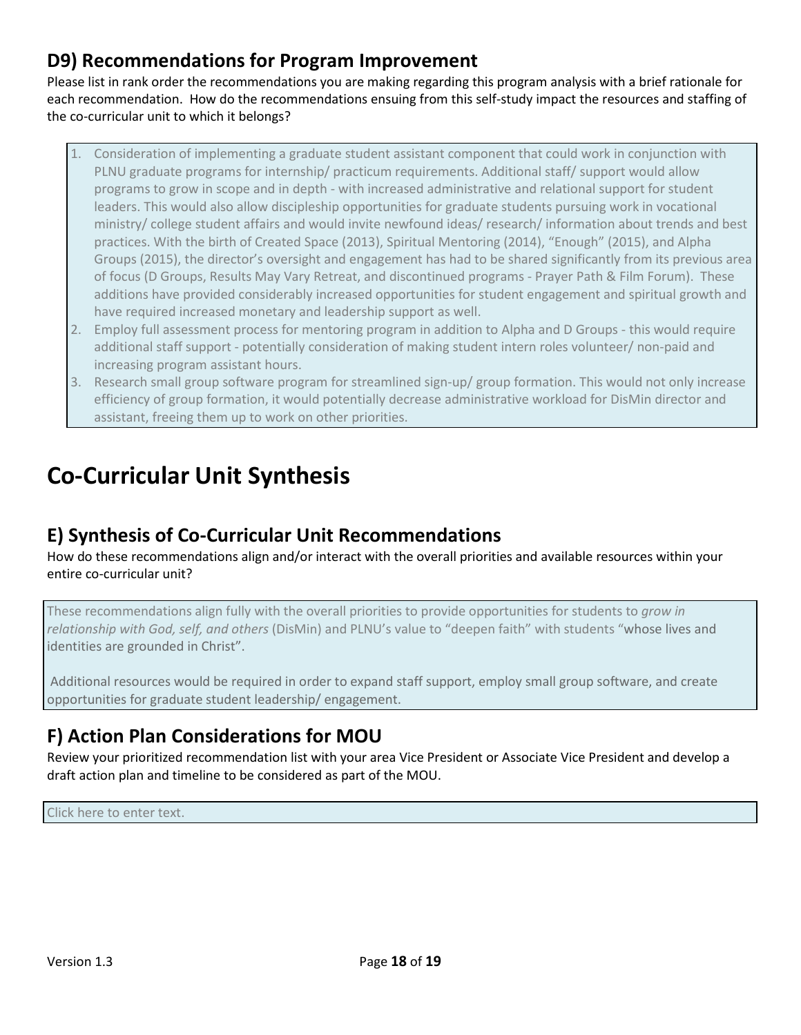## D9) Recommendations for Program Improvement

Please list in rank order the recommendations you are making regarding this program analysis with a brief rationale for each recommendation. How do the recommendations ensuing from this self-study impact the resources and staffing of the co-curricular unit to which it belongs?

1. Consideration of implementing a graduate student assistant component that could work in conjunction with PLNU graduate programs for internship/ practicum requirements. Additional staff/ support would allow programs to grow in scope and in depth - with increased administrative and relational support for student leaders. This would also allow discipleship opportunities for graduate students pursuing work in vocational ministry/ college student affairs and would invite newfound ideas/ research/ information about trends and best practices. With the birth of Created Space (2013), Spiritual Mentoring (2014), "Enough" (2015), and Alpha Groups (2015), the director's oversight and engagement has had to be shared significantly from its previous area of focus (D Groups, Results May Vary Retreat, and discontinued programs - Prayer Path & Film Forum). These additions have provided considerably increased opportunities for student engagement and spiritual growth and have required increased monetary and leadership support as well.
2. Employ full assessment process for mentoring program in addition to Alpha and D Groups - this would require additional staff support - potentially consideration of making student intern roles volunteer/ non-paid and increasing program assistant hours.
3. Research small group software program for streamlined sign-up/ group formation. This would not only increase efficiency of group formation, it would potentially decrease administrative workload for DisMin director and assistant, freeing them up to work on other priorities.

# Co-Curricular Unit Synthesis

## E) Synthesis of Co-Curricular Unit Recommendations

How do these recommendations align and/or interact with the overall priorities and available resources within your entire co-curricular unit?

These recommendations align fully with the overall priorities to provide opportunities for students to *grow in relationship with God, self, and others* (DisMin) and PLNU's value to "deepen faith" with students "whose lives and identities are grounded in Christ".

Additional resources would be required in order to expand staff support, employ small group software, and create opportunities for graduate student leadership/ engagement.

## F) Action Plan Considerations for MOU

Review your prioritized recommendation list with your area Vice President or Associate Vice President and develop a draft action plan and timeline to be considered as part of the MOU.

Click here to enter text.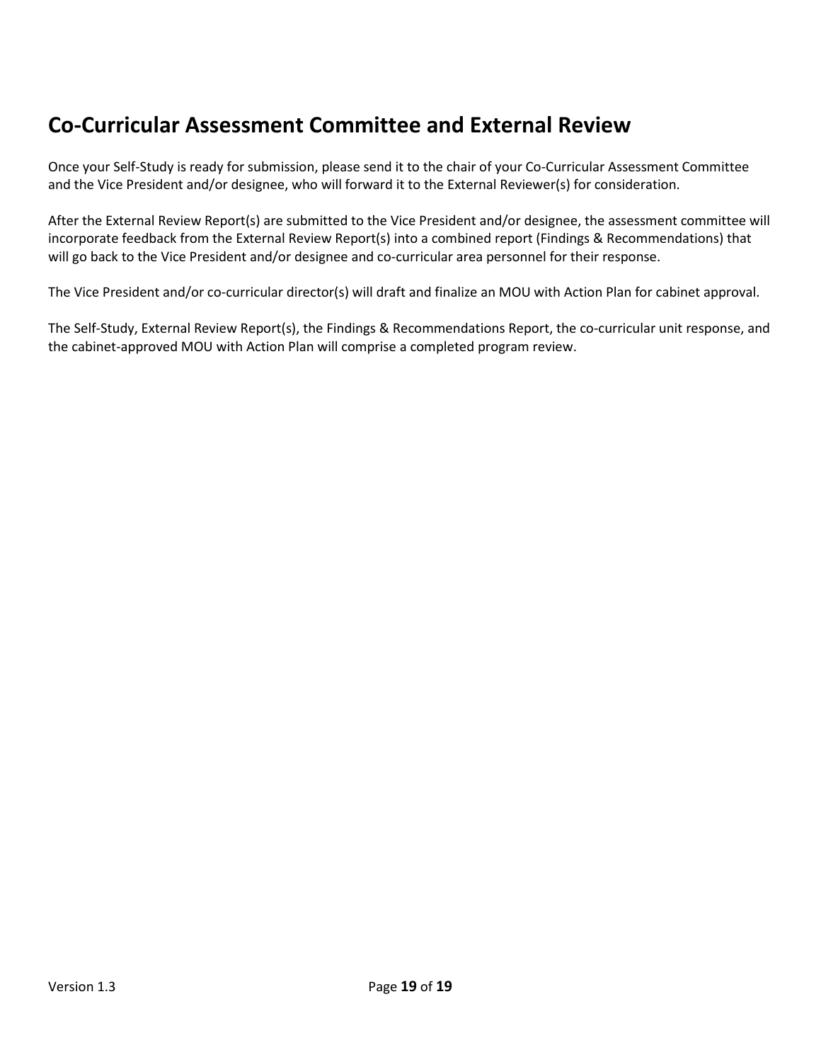## Co-Curricular Assessment Committee and External Review

Once your Self-Study is ready for submission, please send it to the chair of your Co-Curricular Assessment Committee and the Vice President and/or designee, who will forward it to the External Reviewer(s) for consideration.

After the External Review Report(s) are submitted to the Vice President and/or designee, the assessment committee will incorporate feedback from the External Review Report(s) into a combined report (Findings & Recommendations) that will go back to the Vice President and/or designee and co-curricular area personnel for their response.

The Vice President and/or co-curricular director(s) will draft and finalize an MOU with Action Plan for cabinet approval.

The Self-Study, External Review Report(s), the Findings & Recommendations Report, the co-curricular unit response, and the cabinet-approved MOU with Action Plan will comprise a completed program review.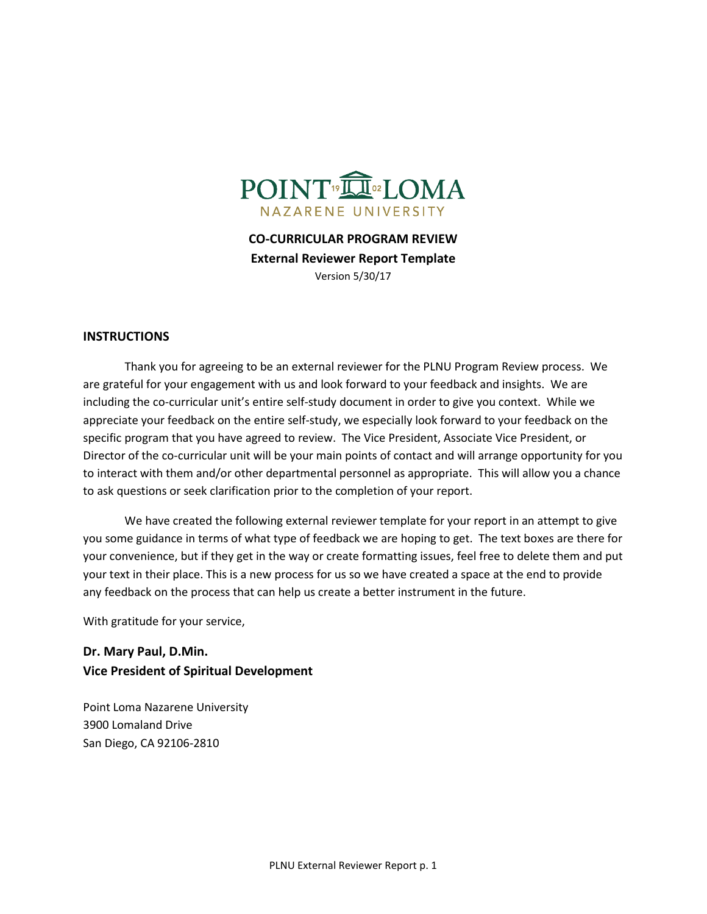POINT 19 02 LOMA
NAZARENE UNIVERSITY

**CO-CURRICULAR PROGRAM REVIEW**

**External Reviewer Report Template**

Version 5/30/17

## INSTRUCTIONS

Thank you for agreeing to be an external reviewer for the PLNU Program Review process. We are grateful for your engagement with us and look forward to your feedback and insights. We are including the co-curricular unit's entire self-study document in order to give you context. While we appreciate your feedback on the entire self-study, we especially look forward to your feedback on the specific program that you have agreed to review. The Vice President, Associate Vice President, or Director of the co-curricular unit will be your main points of contact and will arrange opportunity for you to interact with them and/or other departmental personnel as appropriate. This will allow you a chance to ask questions or seek clarification prior to the completion of your report.

We have created the following external reviewer template for your report in an attempt to give you some guidance in terms of what type of feedback we are hoping to get. The text boxes are there for your convenience, but if they get in the way or create formatting issues, feel free to delete them and put your text in their place. This is a new process for us so we have created a space at the end to provide any feedback on the process that can help us create a better instrument in the future.

With gratitude for your service,

**Dr. Mary Paul, D.Min.**
**Vice President of Spiritual Development**

Point Loma Nazarene University
3900 Lomaland Drive
San Diego, CA 92106-2810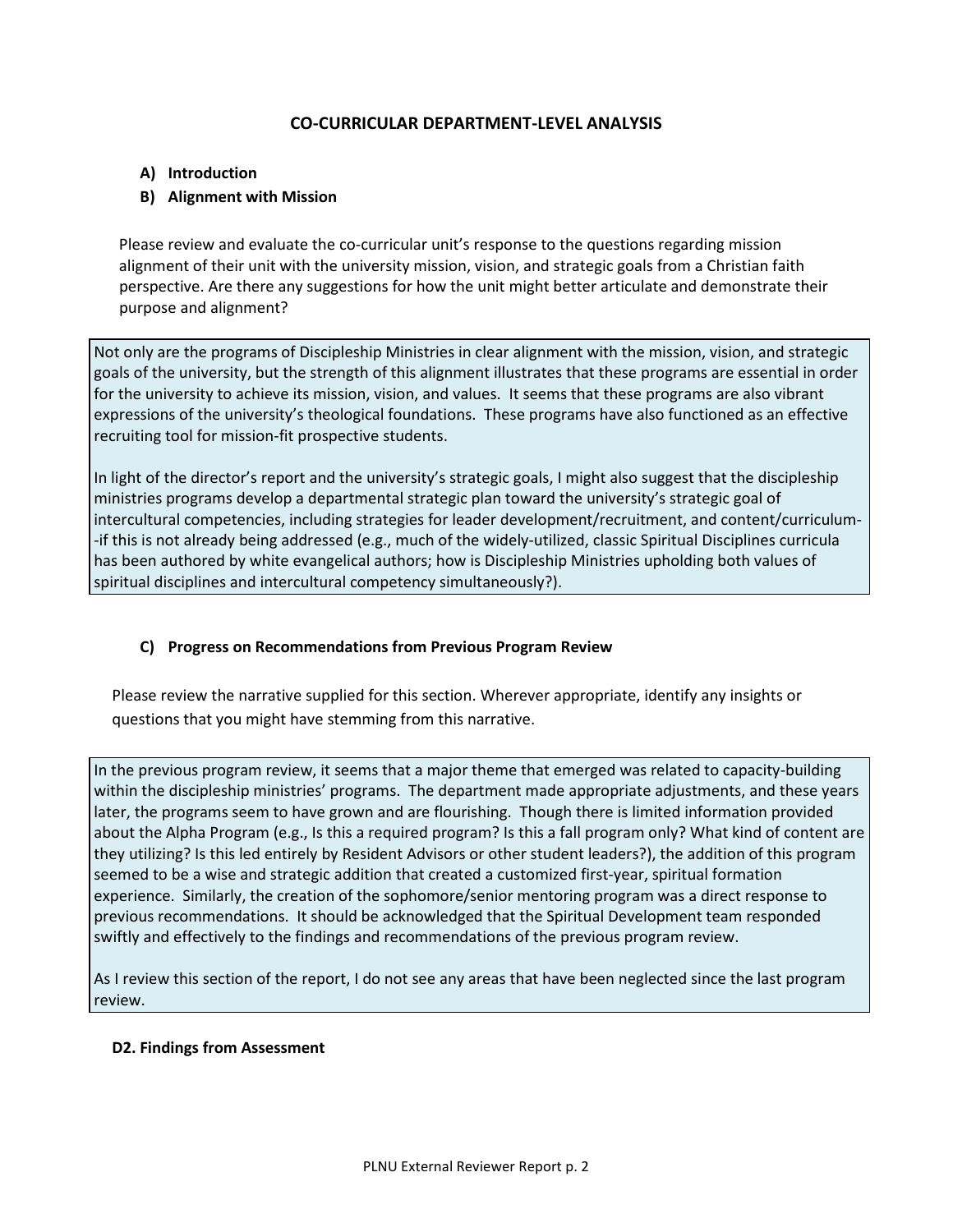## CO-CURRICULAR DEPARTMENT-LEVEL ANALYSIS

**A) Introduction**

**B) Alignment with Mission**

Please review and evaluate the co-curricular unit's response to the questions regarding mission alignment of their unit with the university mission, vision, and strategic goals from a Christian faith perspective. Are there any suggestions for how the unit might better articulate and demonstrate their purpose and alignment?

Not only are the programs of Discipleship Ministries in clear alignment with the mission, vision, and strategic goals of the university, but the strength of this alignment illustrates that these programs are essential in order for the university to achieve its mission, vision, and values. It seems that these programs are also vibrant expressions of the university's theological foundations. These programs have also functioned as an effective recruiting tool for mission-fit prospective students.

In light of the director's report and the university's strategic goals, I might also suggest that the discipleship ministries programs develop a departmental strategic plan toward the university's strategic goal of intercultural competencies, including strategies for leader development/recruitment, and content/curriculum--if this is not already being addressed (e.g., much of the widely-utilized, classic Spiritual Disciplines curricula has been authored by white evangelical authors; how is Discipleship Ministries upholding both values of spiritual disciplines and intercultural competency simultaneously?).

**C) Progress on Recommendations from Previous Program Review**

Please review the narrative supplied for this section. Wherever appropriate, identify any insights or questions that you might have stemming from this narrative.

In the previous program review, it seems that a major theme that emerged was related to capacity-building within the discipleship ministries' programs. The department made appropriate adjustments, and these years later, the programs seem to have grown and are flourishing. Though there is limited information provided about the Alpha Program (e.g., Is this a required program? Is this a fall program only? What kind of content are they utilizing? Is this led entirely by Resident Advisors or other student leaders?), the addition of this program seemed to be a wise and strategic addition that created a customized first-year, spiritual formation experience. Similarly, the creation of the sophomore/senior mentoring program was a direct response to previous recommendations. It should be acknowledged that the Spiritual Development team responded swiftly and effectively to the findings and recommendations of the previous program review.

As I review this section of the report, I do not see any areas that have been neglected since the last program review.

**D2. Findings from Assessment**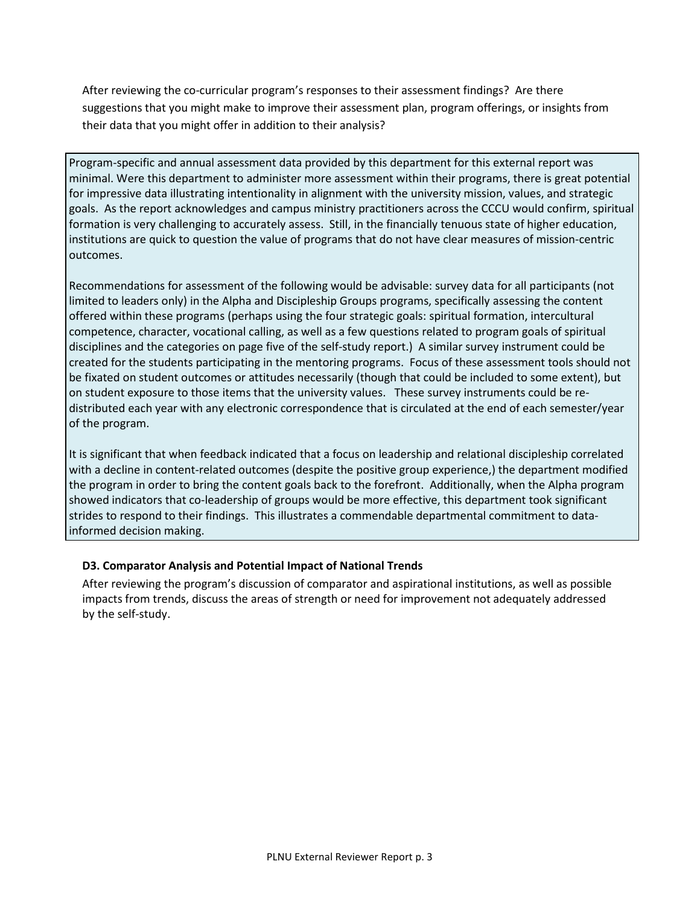After reviewing the co-curricular program's responses to their assessment findings? Are there suggestions that you might make to improve their assessment plan, program offerings, or insights from their data that you might offer in addition to their analysis?

Program-specific and annual assessment data provided by this department for this external report was minimal. Were this department to administer more assessment within their programs, there is great potential for impressive data illustrating intentionality in alignment with the university mission, values, and strategic goals. As the report acknowledges and campus ministry practitioners across the CCCU would confirm, spiritual formation is very challenging to accurately assess. Still, in the financially tenuous state of higher education, institutions are quick to question the value of programs that do not have clear measures of mission-centric outcomes.

Recommendations for assessment of the following would be advisable: survey data for all participants (not limited to leaders only) in the Alpha and Discipleship Groups programs, specifically assessing the content offered within these programs (perhaps using the four strategic goals: spiritual formation, intercultural competence, character, vocational calling, as well as a few questions related to program goals of spiritual disciplines and the categories on page five of the self-study report.) A similar survey instrument could be created for the students participating in the mentoring programs. Focus of these assessment tools should not be fixated on student outcomes or attitudes necessarily (though that could be included to some extent), but on student exposure to those items that the university values. These survey instruments could be re-distributed each year with any electronic correspondence that is circulated at the end of each semester/year of the program.

It is significant that when feedback indicated that a focus on leadership and relational discipleship correlated with a decline in content-related outcomes (despite the positive group experience,) the department modified the program in order to bring the content goals back to the forefront. Additionally, when the Alpha program showed indicators that co-leadership of groups would be more effective, this department took significant strides to respond to their findings. This illustrates a commendable departmental commitment to data-informed decision making.

### D3. Comparator Analysis and Potential Impact of National Trends

After reviewing the program's discussion of comparator and aspirational institutions, as well as possible impacts from trends, discuss the areas of strength or need for improvement not adequately addressed by the self-study.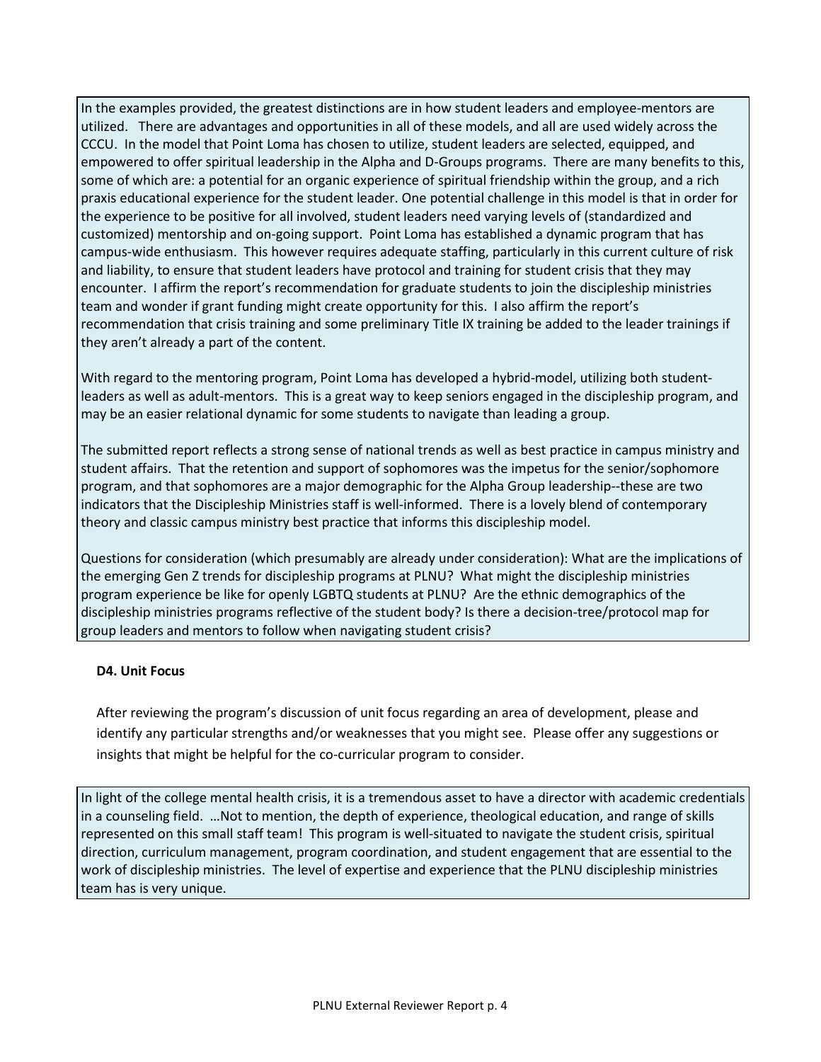In the examples provided, the greatest distinctions are in how student leaders and employee-mentors are utilized. There are advantages and opportunities in all of these models, and all are used widely across the CCCU. In the model that Point Loma has chosen to utilize, student leaders are selected, equipped, and empowered to offer spiritual leadership in the Alpha and D-Groups programs. There are many benefits to this, some of which are: a potential for an organic experience of spiritual friendship within the group, and a rich praxis educational experience for the student leader. One potential challenge in this model is that in order for the experience to be positive for all involved, student leaders need varying levels of (standardized and customized) mentorship and on-going support. Point Loma has established a dynamic program that has campus-wide enthusiasm. This however requires adequate staffing, particularly in this current culture of risk and liability, to ensure that student leaders have protocol and training for student crisis that they may encounter. I affirm the report's recommendation for graduate students to join the discipleship ministries team and wonder if grant funding might create opportunity for this. I also affirm the report's recommendation that crisis training and some preliminary Title IX training be added to the leader trainings if they aren't already a part of the content.

With regard to the mentoring program, Point Loma has developed a hybrid-model, utilizing both student-leaders as well as adult-mentors. This is a great way to keep seniors engaged in the discipleship program, and may be an easier relational dynamic for some students to navigate than leading a group.

The submitted report reflects a strong sense of national trends as well as best practice in campus ministry and student affairs. That the retention and support of sophomores was the impetus for the senior/sophomore program, and that sophomores are a major demographic for the Alpha Group leadership--these are two indicators that the Discipleship Ministries staff is well-informed. There is a lovely blend of contemporary theory and classic campus ministry best practice that informs this discipleship model.

Questions for consideration (which presumably are already under consideration): What are the implications of the emerging Gen Z trends for discipleship programs at PLNU? What might the discipleship ministries program experience be like for openly LGBTQ students at PLNU? Are the ethnic demographics of the discipleship ministries programs reflective of the student body? Is there a decision-tree/protocol map for group leaders and mentors to follow when navigating student crisis?

**D4. Unit Focus**

After reviewing the program's discussion of unit focus regarding an area of development, please and identify any particular strengths and/or weaknesses that you might see. Please offer any suggestions or insights that might be helpful for the co-curricular program to consider.

In light of the college mental health crisis, it is a tremendous asset to have a director with academic credentials in a counseling field. …Not to mention, the depth of experience, theological education, and range of skills represented on this small staff team! This program is well-situated to navigate the student crisis, spiritual direction, curriculum management, program coordination, and student engagement that are essential to the work of discipleship ministries. The level of expertise and experience that the PLNU discipleship ministries team has is very unique.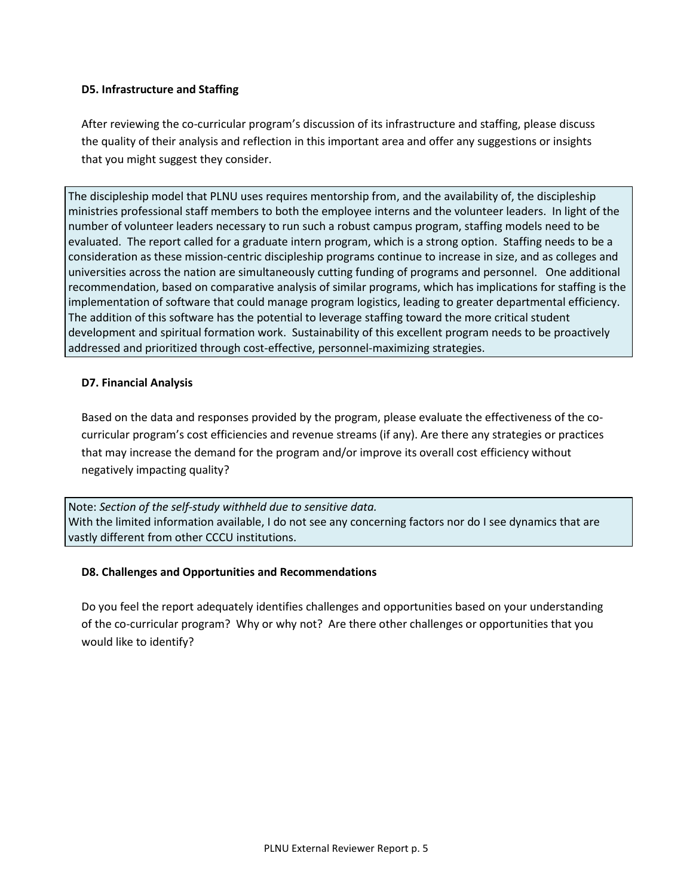**D5. Infrastructure and Staffing**

After reviewing the co-curricular program's discussion of its infrastructure and staffing, please discuss the quality of their analysis and reflection in this important area and offer any suggestions or insights that you might suggest they consider.

The discipleship model that PLNU uses requires mentorship from, and the availability of, the discipleship ministries professional staff members to both the employee interns and the volunteer leaders. In light of the number of volunteer leaders necessary to run such a robust campus program, staffing models need to be evaluated. The report called for a graduate intern program, which is a strong option. Staffing needs to be a consideration as these mission-centric discipleship programs continue to increase in size, and as colleges and universities across the nation are simultaneously cutting funding of programs and personnel. One additional recommendation, based on comparative analysis of similar programs, which has implications for staffing is the implementation of software that could manage program logistics, leading to greater departmental efficiency. The addition of this software has the potential to leverage staffing toward the more critical student development and spiritual formation work. Sustainability of this excellent program needs to be proactively addressed and prioritized through cost-effective, personnel-maximizing strategies.

**D7. Financial Analysis**

Based on the data and responses provided by the program, please evaluate the effectiveness of the co-curricular program's cost efficiencies and revenue streams (if any). Are there any strategies or practices that may increase the demand for the program and/or improve its overall cost efficiency without negatively impacting quality?

Note: *Section of the self-study withheld due to sensitive data.*
With the limited information available, I do not see any concerning factors nor do I see dynamics that are vastly different from other CCCU institutions.

**D8. Challenges and Opportunities and Recommendations**

Do you feel the report adequately identifies challenges and opportunities based on your understanding of the co-curricular program? Why or why not? Are there other challenges or opportunities that you would like to identify?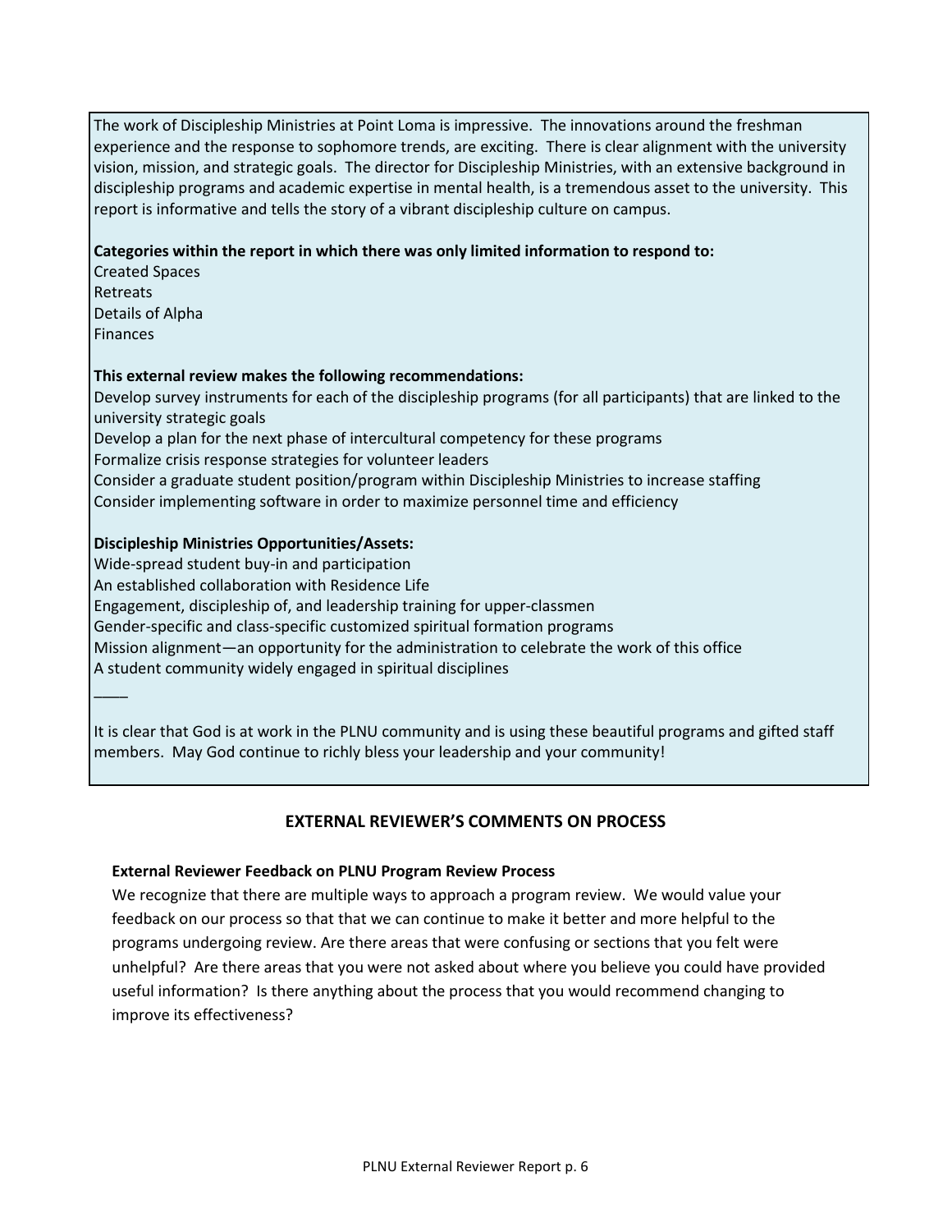The work of Discipleship Ministries at Point Loma is impressive. The innovations around the freshman experience and the response to sophomore trends, are exciting. There is clear alignment with the university vision, mission, and strategic goals. The director for Discipleship Ministries, with an extensive background in discipleship programs and academic expertise in mental health, is a tremendous asset to the university. This report is informative and tells the story of a vibrant discipleship culture on campus.

**Categories within the report in which there was only limited information to respond to:**

Created Spaces
Retreats
Details of Alpha
Finances

**This external review makes the following recommendations:**

Develop survey instruments for each of the discipleship programs (for all participants) that are linked to the university strategic goals
Develop a plan for the next phase of intercultural competency for these programs
Formalize crisis response strategies for volunteer leaders
Consider a graduate student position/program within Discipleship Ministries to increase staffing
Consider implementing software in order to maximize personnel time and efficiency

**Discipleship Ministries Opportunities/Assets:**

Wide-spread student buy-in and participation
An established collaboration with Residence Life
Engagement, discipleship of, and leadership training for upper-classmen
Gender-specific and class-specific customized spiritual formation programs
Mission alignment—an opportunity for the administration to celebrate the work of this office
A student community widely engaged in spiritual disciplines

____

It is clear that God is at work in the PLNU community and is using these beautiful programs and gifted staff members. May God continue to richly bless your leadership and your community!

## EXTERNAL REVIEWER'S COMMENTS ON PROCESS

**External Reviewer Feedback on PLNU Program Review Process**

We recognize that there are multiple ways to approach a program review. We would value your feedback on our process so that that we can continue to make it better and more helpful to the programs undergoing review. Are there areas that were confusing or sections that you felt were unhelpful? Are there areas that you were not asked about where you believe you could have provided useful information? Is there anything about the process that you would recommend changing to improve its effectiveness?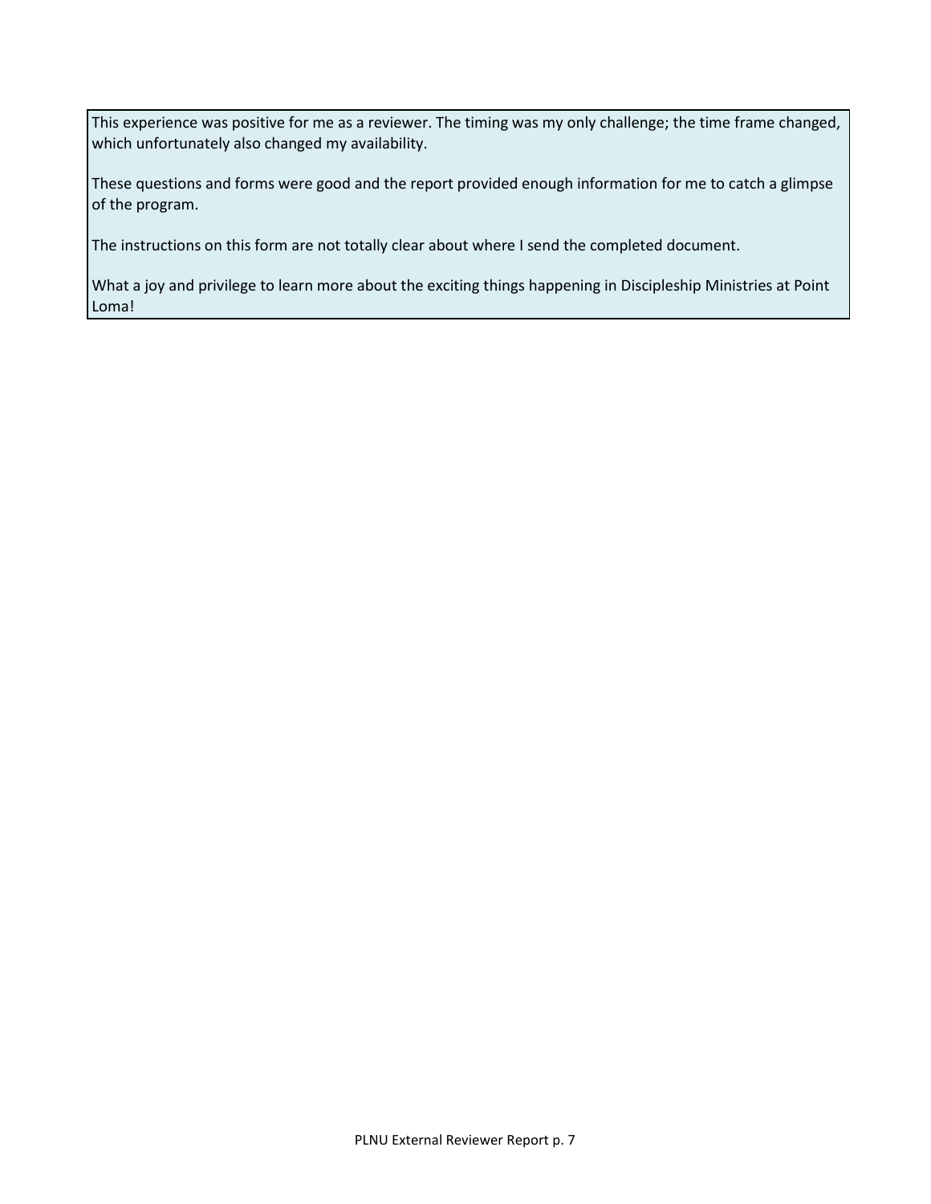This experience was positive for me as a reviewer. The timing was my only challenge; the time frame changed, which unfortunately also changed my availability.

These questions and forms were good and the report provided enough information for me to catch a glimpse of the program.

The instructions on this form are not totally clear about where I send the completed document.

What a joy and privilege to learn more about the exciting things happening in Discipleship Ministries at Point Loma!